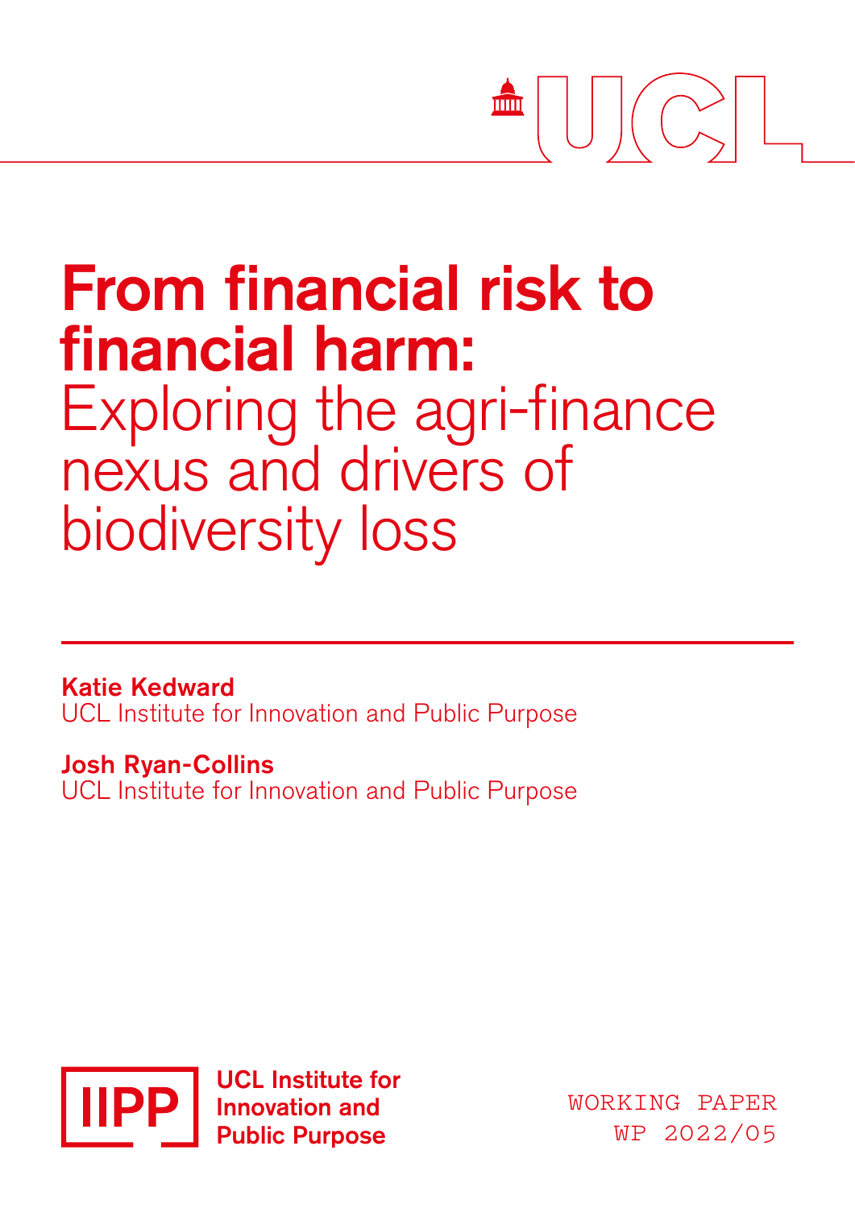# From financial risk to financial harm: Exploring the agri-finance nexus and drivers of biodiversity loss

**Katie Kedward**
UCL Institute for Innovation and Public Purpose

**Josh Ryan-Collins**
UCL Institute for Innovation and Public Purpose

UCL Institute for Innovation and Public Purpose

WORKING PAPER
WP 2022/05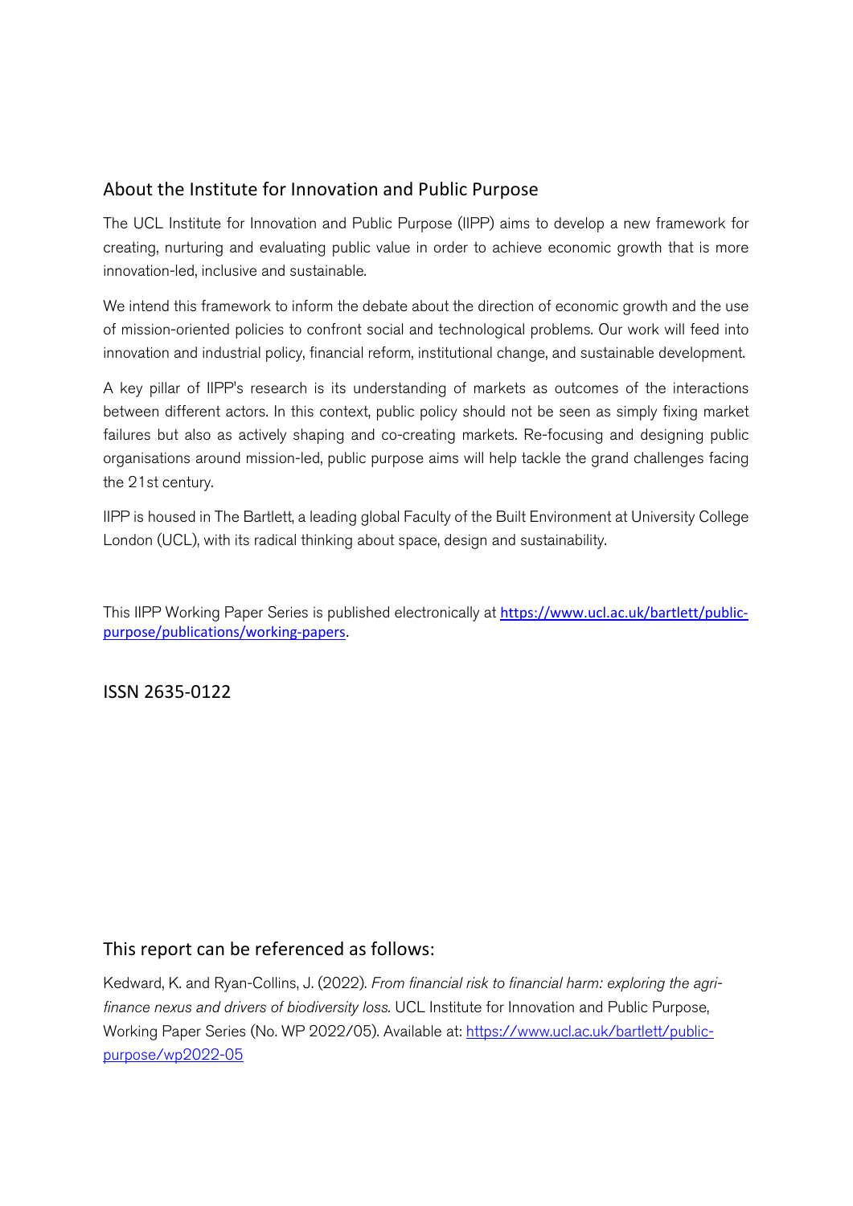## About the Institute for Innovation and Public Purpose

The UCL Institute for Innovation and Public Purpose (IIPP) aims to develop a new framework for creating, nurturing and evaluating public value in order to achieve economic growth that is more innovation-led, inclusive and sustainable.

We intend this framework to inform the debate about the direction of economic growth and the use of mission-oriented policies to confront social and technological problems. Our work will feed into innovation and industrial policy, financial reform, institutional change, and sustainable development.

A key pillar of IIPP's research is its understanding of markets as outcomes of the interactions between different actors. In this context, public policy should not be seen as simply fixing market failures but also as actively shaping and co-creating markets. Re-focusing and designing public organisations around mission-led, public purpose aims will help tackle the grand challenges facing the 21st century.

IIPP is housed in The Bartlett, a leading global Faculty of the Built Environment at University College London (UCL), with its radical thinking about space, design and sustainability.

This IIPP Working Paper Series is published electronically at [https://www.ucl.ac.uk/bartlett/public-purpose/publications/working-papers](https://www.ucl.ac.uk/bartlett/public-purpose/publications/working-papers).

ISSN 2635-0122

## This report can be referenced as follows:

Kedward, K. and Ryan-Collins, J. (2022). *From financial risk to financial harm: exploring the agri-finance nexus and drivers of biodiversity loss.* UCL Institute for Innovation and Public Purpose, Working Paper Series (No. WP 2022/05). Available at: [https://www.ucl.ac.uk/bartlett/public-purpose/wp2022-05](https://www.ucl.ac.uk/bartlett/public-purpose/wp2022-05)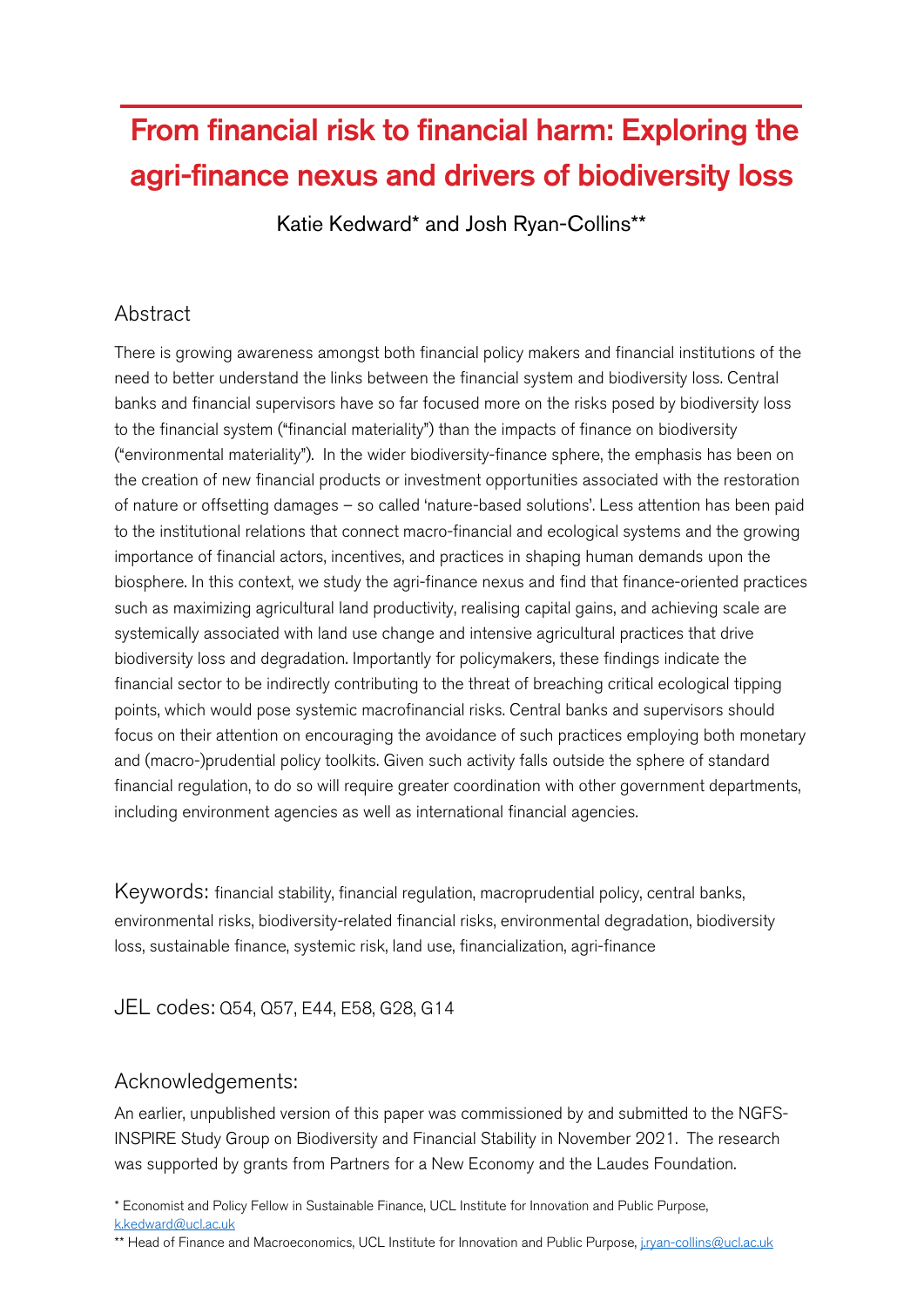# From financial risk to financial harm: Exploring the agri-finance nexus and drivers of biodiversity loss

Katie Kedward* and Josh Ryan-Collins**

## Abstract

There is growing awareness amongst both financial policy makers and financial institutions of the need to better understand the links between the financial system and biodiversity loss. Central banks and financial supervisors have so far focused more on the risks posed by biodiversity loss to the financial system ("financial materiality") than the impacts of finance on biodiversity ("environmental materiality"). In the wider biodiversity-finance sphere, the emphasis has been on the creation of new financial products or investment opportunities associated with the restoration of nature or offsetting damages – so called 'nature-based solutions'. Less attention has been paid to the institutional relations that connect macro-financial and ecological systems and the growing importance of financial actors, incentives, and practices in shaping human demands upon the biosphere. In this context, we study the agri-finance nexus and find that finance-oriented practices such as maximizing agricultural land productivity, realising capital gains, and achieving scale are systemically associated with land use change and intensive agricultural practices that drive biodiversity loss and degradation. Importantly for policymakers, these findings indicate the financial sector to be indirectly contributing to the threat of breaching critical ecological tipping points, which would pose systemic macrofinancial risks. Central banks and supervisors should focus on their attention on encouraging the avoidance of such practices employing both monetary and (macro-)prudential policy toolkits. Given such activity falls outside the sphere of standard financial regulation, to do so will require greater coordination with other government departments, including environment agencies as well as international financial agencies.

Keywords: financial stability, financial regulation, macroprudential policy, central banks, environmental risks, biodiversity-related financial risks, environmental degradation, biodiversity loss, sustainable finance, systemic risk, land use, financialization, agri-finance

JEL codes: Q54, Q57, E44, E58, G28, G14

## Acknowledgements:

An earlier, unpublished version of this paper was commissioned by and submitted to the NGFS-INSPIRE Study Group on Biodiversity and Financial Stability in November 2021. The research was supported by grants from Partners for a New Economy and the Laudes Foundation.

* Economist and Policy Fellow in Sustainable Finance, UCL Institute for Innovation and Public Purpose, k.kedward@ucl.ac.uk

** Head of Finance and Macroeconomics, UCL Institute for Innovation and Public Purpose, j.ryan-collins@ucl.ac.uk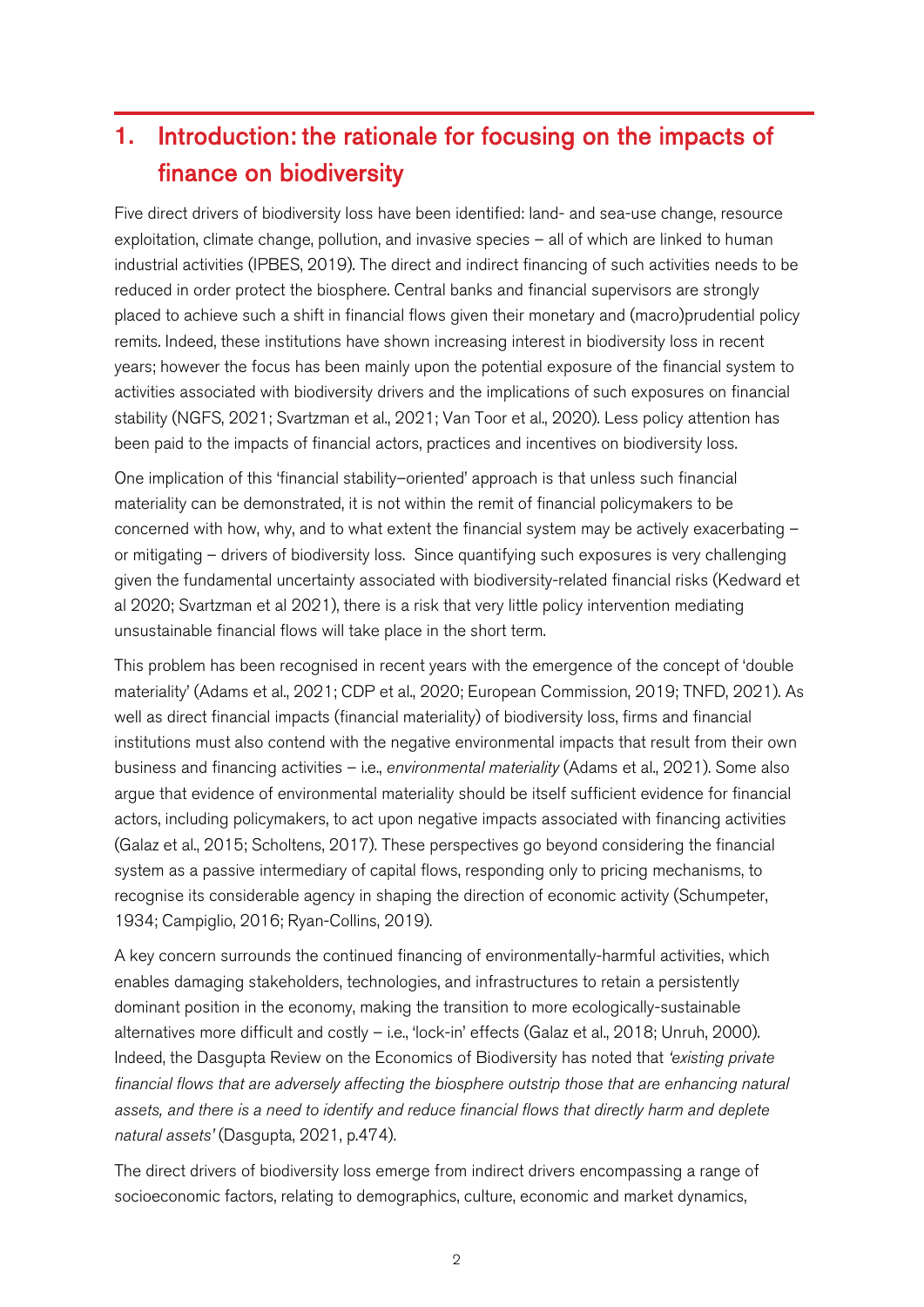# 1. Introduction: the rationale for focusing on the impacts of finance on biodiversity

Five direct drivers of biodiversity loss have been identified: land- and sea-use change, resource exploitation, climate change, pollution, and invasive species – all of which are linked to human industrial activities (IPBES, 2019). The direct and indirect financing of such activities needs to be reduced in order protect the biosphere. Central banks and financial supervisors are strongly placed to achieve such a shift in financial flows given their monetary and (macro)prudential policy remits. Indeed, these institutions have shown increasing interest in biodiversity loss in recent years; however the focus has been mainly upon the potential exposure of the financial system to activities associated with biodiversity drivers and the implications of such exposures on financial stability (NGFS, 2021; Svartzman et al., 2021; Van Toor et al., 2020). Less policy attention has been paid to the impacts of financial actors, practices and incentives on biodiversity loss.

One implication of this 'financial stability–oriented' approach is that unless such financial materiality can be demonstrated, it is not within the remit of financial policymakers to be concerned with how, why, and to what extent the financial system may be actively exacerbating – or mitigating – drivers of biodiversity loss. Since quantifying such exposures is very challenging given the fundamental uncertainty associated with biodiversity-related financial risks (Kedward et al 2020; Svartzman et al 2021), there is a risk that very little policy intervention mediating unsustainable financial flows will take place in the short term.

This problem has been recognised in recent years with the emergence of the concept of 'double materiality' (Adams et al., 2021; CDP et al., 2020; European Commission, 2019; TNFD, 2021). As well as direct financial impacts (financial materiality) of biodiversity loss, firms and financial institutions must also contend with the negative environmental impacts that result from their own business and financing activities – i.e., *environmental materiality* (Adams et al., 2021). Some also argue that evidence of environmental materiality should be itself sufficient evidence for financial actors, including policymakers, to act upon negative impacts associated with financing activities (Galaz et al., 2015; Scholtens, 2017). These perspectives go beyond considering the financial system as a passive intermediary of capital flows, responding only to pricing mechanisms, to recognise its considerable agency in shaping the direction of economic activity (Schumpeter, 1934; Campiglio, 2016; Ryan-Collins, 2019).

A key concern surrounds the continued financing of environmentally-harmful activities, which enables damaging stakeholders, technologies, and infrastructures to retain a persistently dominant position in the economy, making the transition to more ecologically-sustainable alternatives more difficult and costly – i.e., 'lock-in' effects (Galaz et al., 2018; Unruh, 2000). Indeed, the Dasgupta Review on the Economics of Biodiversity has noted that *'existing private financial flows that are adversely affecting the biosphere outstrip those that are enhancing natural assets, and there is a need to identify and reduce financial flows that directly harm and deplete natural assets'* (Dasgupta, 2021, p.474).

The direct drivers of biodiversity loss emerge from indirect drivers encompassing a range of socioeconomic factors, relating to demographics, culture, economic and market dynamics,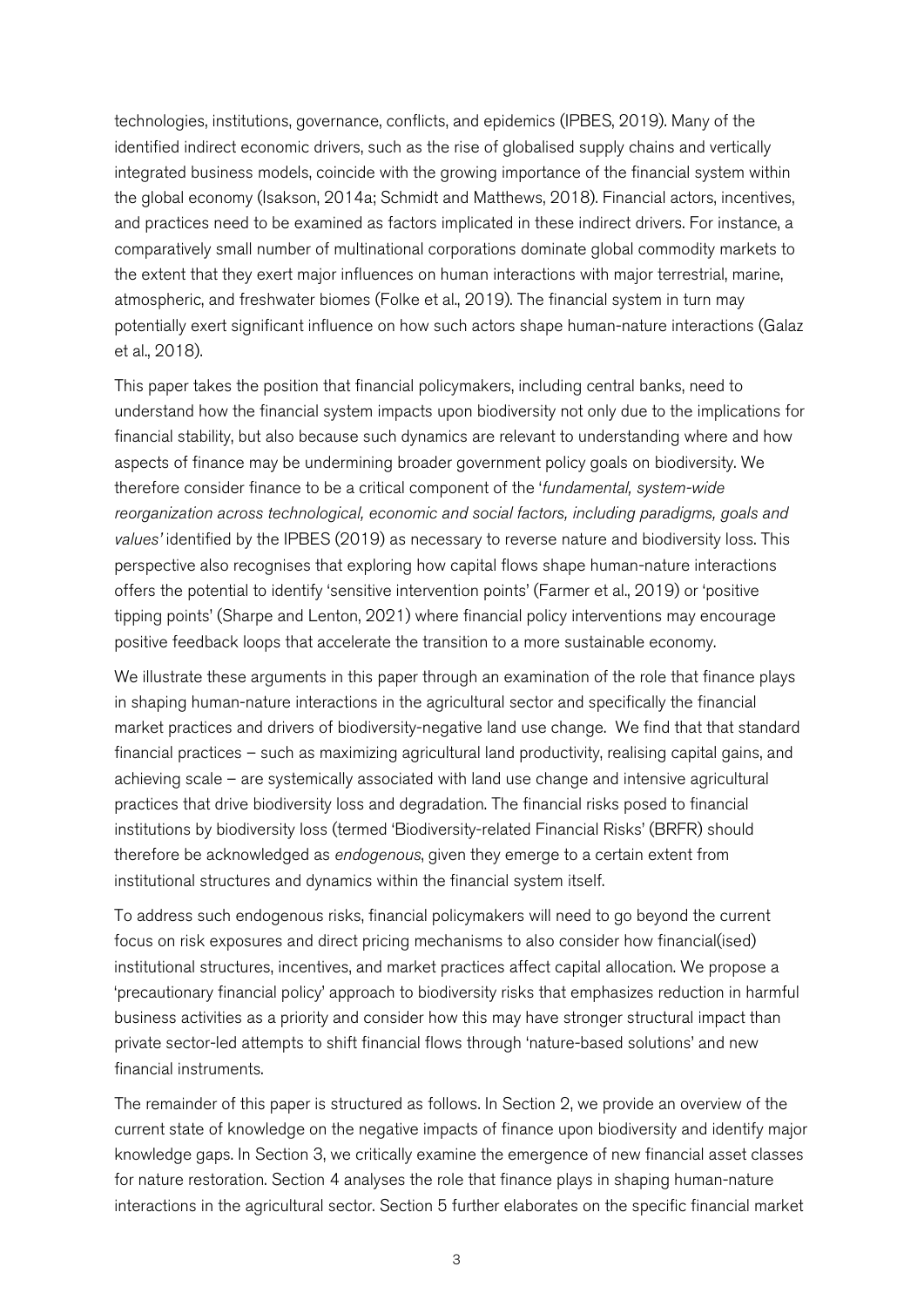technologies, institutions, governance, conflicts, and epidemics (IPBES, 2019). Many of the identified indirect economic drivers, such as the rise of globalised supply chains and vertically integrated business models, coincide with the growing importance of the financial system within the global economy (Isakson, 2014a; Schmidt and Matthews, 2018). Financial actors, incentives, and practices need to be examined as factors implicated in these indirect drivers. For instance, a comparatively small number of multinational corporations dominate global commodity markets to the extent that they exert major influences on human interactions with major terrestrial, marine, atmospheric, and freshwater biomes (Folke et al., 2019). The financial system in turn may potentially exert significant influence on how such actors shape human-nature interactions (Galaz et al., 2018).

This paper takes the position that financial policymakers, including central banks, need to understand how the financial system impacts upon biodiversity not only due to the implications for financial stability, but also because such dynamics are relevant to understanding where and how aspects of finance may be undermining broader government policy goals on biodiversity. We therefore consider finance to be a critical component of the '*fundamental, system-wide reorganization across technological, economic and social factors, including paradigms, goals and values'* identified by the IPBES (2019) as necessary to reverse nature and biodiversity loss. This perspective also recognises that exploring how capital flows shape human-nature interactions offers the potential to identify 'sensitive intervention points' (Farmer et al., 2019) or 'positive tipping points' (Sharpe and Lenton, 2021) where financial policy interventions may encourage positive feedback loops that accelerate the transition to a more sustainable economy.

We illustrate these arguments in this paper through an examination of the role that finance plays in shaping human-nature interactions in the agricultural sector and specifically the financial market practices and drivers of biodiversity-negative land use change. We find that that standard financial practices – such as maximizing agricultural land productivity, realising capital gains, and achieving scale – are systemically associated with land use change and intensive agricultural practices that drive biodiversity loss and degradation. The financial risks posed to financial institutions by biodiversity loss (termed 'Biodiversity-related Financial Risks' (BRFR) should therefore be acknowledged as *endogenous*, given they emerge to a certain extent from institutional structures and dynamics within the financial system itself.

To address such endogenous risks, financial policymakers will need to go beyond the current focus on risk exposures and direct pricing mechanisms to also consider how financial(ised) institutional structures, incentives, and market practices affect capital allocation. We propose a 'precautionary financial policy' approach to biodiversity risks that emphasizes reduction in harmful business activities as a priority and consider how this may have stronger structural impact than private sector-led attempts to shift financial flows through 'nature-based solutions' and new financial instruments.

The remainder of this paper is structured as follows. In Section 2, we provide an overview of the current state of knowledge on the negative impacts of finance upon biodiversity and identify major knowledge gaps. In Section 3, we critically examine the emergence of new financial asset classes for nature restoration. Section 4 analyses the role that finance plays in shaping human-nature interactions in the agricultural sector. Section 5 further elaborates on the specific financial market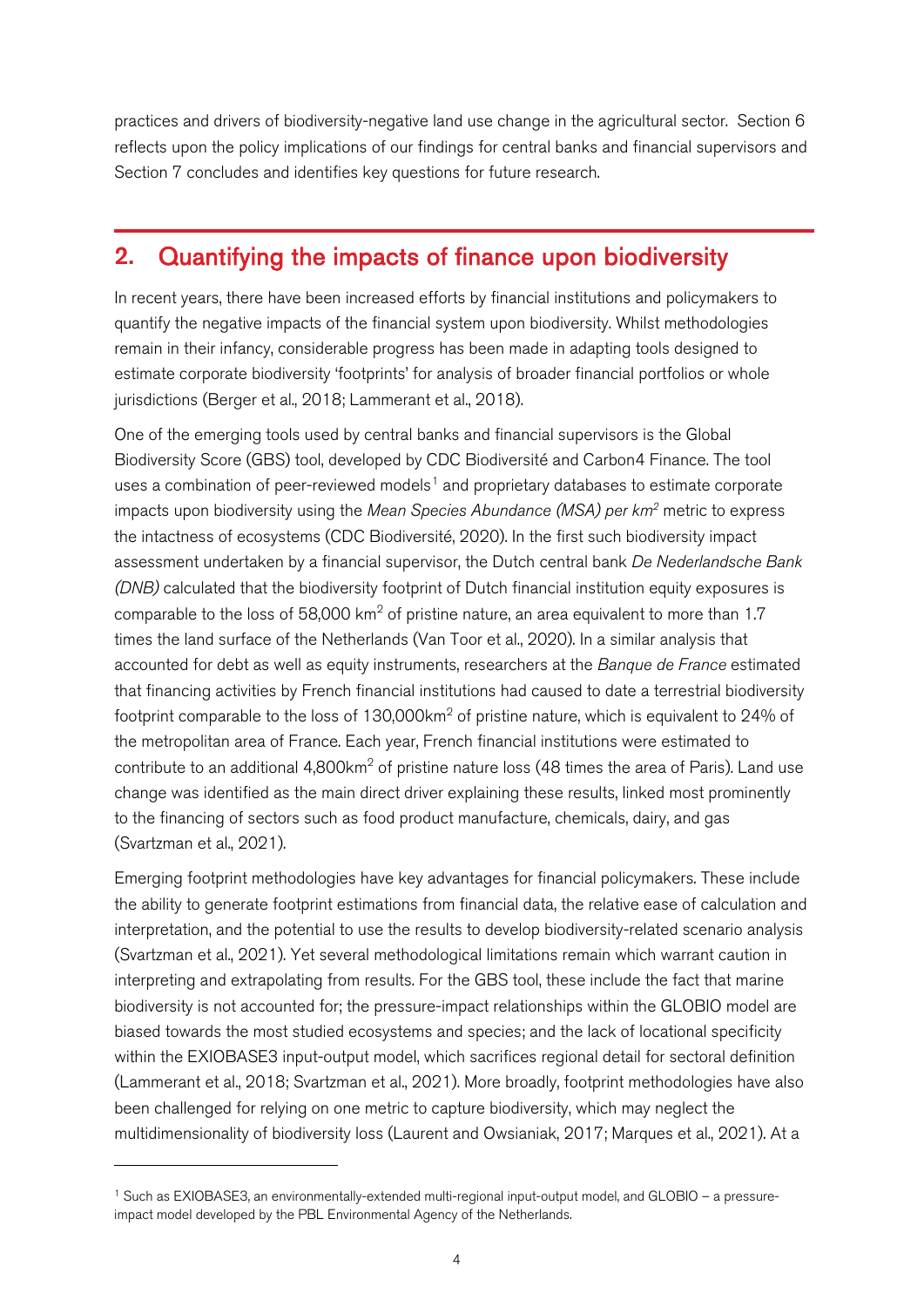practices and drivers of biodiversity-negative land use change in the agricultural sector. Section 6 reflects upon the policy implications of our findings for central banks and financial supervisors and Section 7 concludes and identifies key questions for future research.

## 2. Quantifying the impacts of finance upon biodiversity

In recent years, there have been increased efforts by financial institutions and policymakers to quantify the negative impacts of the financial system upon biodiversity. Whilst methodologies remain in their infancy, considerable progress has been made in adapting tools designed to estimate corporate biodiversity 'footprints' for analysis of broader financial portfolios or whole jurisdictions (Berger et al., 2018; Lammerant et al., 2018).

One of the emerging tools used by central banks and financial supervisors is the Global Biodiversity Score (GBS) tool, developed by CDC Biodiversité and Carbon4 Finance. The tool uses a combination of peer-reviewed models[1] and proprietary databases to estimate corporate impacts upon biodiversity using the *Mean Species Abundance (MSA) per km²* metric to express the intactness of ecosystems (CDC Biodiversité, 2020). In the first such biodiversity impact assessment undertaken by a financial supervisor, the Dutch central bank *De Nederlandsche Bank (DNB)* calculated that the biodiversity footprint of Dutch financial institution equity exposures is comparable to the loss of 58,000 km² of pristine nature, an area equivalent to more than 1.7 times the land surface of the Netherlands (Van Toor et al., 2020). In a similar analysis that accounted for debt as well as equity instruments, researchers at the *Banque de France* estimated that financing activities by French financial institutions had caused to date a terrestrial biodiversity footprint comparable to the loss of 130,000km² of pristine nature, which is equivalent to 24% of the metropolitan area of France. Each year, French financial institutions were estimated to contribute to an additional 4,800km² of pristine nature loss (48 times the area of Paris). Land use change was identified as the main direct driver explaining these results, linked most prominently to the financing of sectors such as food product manufacture, chemicals, dairy, and gas (Svartzman et al., 2021).

Emerging footprint methodologies have key advantages for financial policymakers. These include the ability to generate footprint estimations from financial data, the relative ease of calculation and interpretation, and the potential to use the results to develop biodiversity-related scenario analysis (Svartzman et al., 2021). Yet several methodological limitations remain which warrant caution in interpreting and extrapolating from results. For the GBS tool, these include the fact that marine biodiversity is not accounted for; the pressure-impact relationships within the GLOBIO model are biased towards the most studied ecosystems and species; and the lack of locational specificity within the EXIOBASE3 input-output model, which sacrifices regional detail for sectoral definition (Lammerant et al., 2018; Svartzman et al., 2021). More broadly, footprint methodologies have also been challenged for relying on one metric to capture biodiversity, which may neglect the multidimensionality of biodiversity loss (Laurent and Owsianiak, 2017; Marques et al., 2021). At a

[1] Such as EXIOBASE3, an environmentally-extended multi-regional input-output model, and GLOBIO – a pressure-impact model developed by the PBL Environmental Agency of the Netherlands.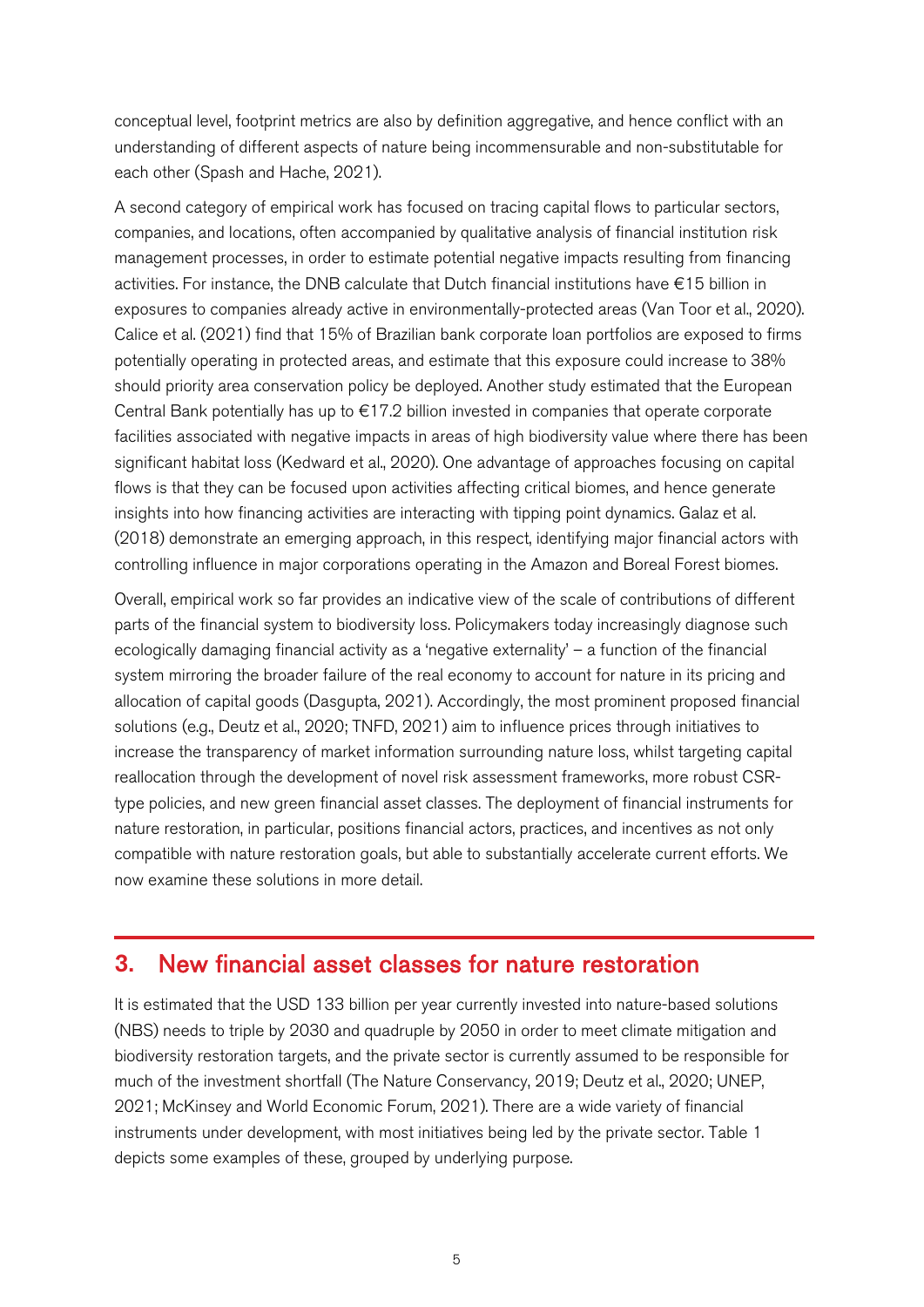conceptual level, footprint metrics are also by definition aggregative, and hence conflict with an understanding of different aspects of nature being incommensurable and non-substitutable for each other (Spash and Hache, 2021).

A second category of empirical work has focused on tracing capital flows to particular sectors, companies, and locations, often accompanied by qualitative analysis of financial institution risk management processes, in order to estimate potential negative impacts resulting from financing activities. For instance, the DNB calculate that Dutch financial institutions have €15 billion in exposures to companies already active in environmentally-protected areas (Van Toor et al., 2020). Calice et al. (2021) find that 15% of Brazilian bank corporate loan portfolios are exposed to firms potentially operating in protected areas, and estimate that this exposure could increase to 38% should priority area conservation policy be deployed. Another study estimated that the European Central Bank potentially has up to €17.2 billion invested in companies that operate corporate facilities associated with negative impacts in areas of high biodiversity value where there has been significant habitat loss (Kedward et al., 2020). One advantage of approaches focusing on capital flows is that they can be focused upon activities affecting critical biomes, and hence generate insights into how financing activities are interacting with tipping point dynamics. Galaz et al. (2018) demonstrate an emerging approach, in this respect, identifying major financial actors with controlling influence in major corporations operating in the Amazon and Boreal Forest biomes.

Overall, empirical work so far provides an indicative view of the scale of contributions of different parts of the financial system to biodiversity loss. Policymakers today increasingly diagnose such ecologically damaging financial activity as a 'negative externality' – a function of the financial system mirroring the broader failure of the real economy to account for nature in its pricing and allocation of capital goods (Dasgupta, 2021). Accordingly, the most prominent proposed financial solutions (e.g., Deutz et al., 2020; TNFD, 2021) aim to influence prices through initiatives to increase the transparency of market information surrounding nature loss, whilst targeting capital reallocation through the development of novel risk assessment frameworks, more robust CSR-type policies, and new green financial asset classes. The deployment of financial instruments for nature restoration, in particular, positions financial actors, practices, and incentives as not only compatible with nature restoration goals, but able to substantially accelerate current efforts. We now examine these solutions in more detail.

## 3. New financial asset classes for nature restoration

It is estimated that the USD 133 billion per year currently invested into nature-based solutions (NBS) needs to triple by 2030 and quadruple by 2050 in order to meet climate mitigation and biodiversity restoration targets, and the private sector is currently assumed to be responsible for much of the investment shortfall (The Nature Conservancy, 2019; Deutz et al., 2020; UNEP, 2021; McKinsey and World Economic Forum, 2021). There are a wide variety of financial instruments under development, with most initiatives being led by the private sector. Table 1 depicts some examples of these, grouped by underlying purpose.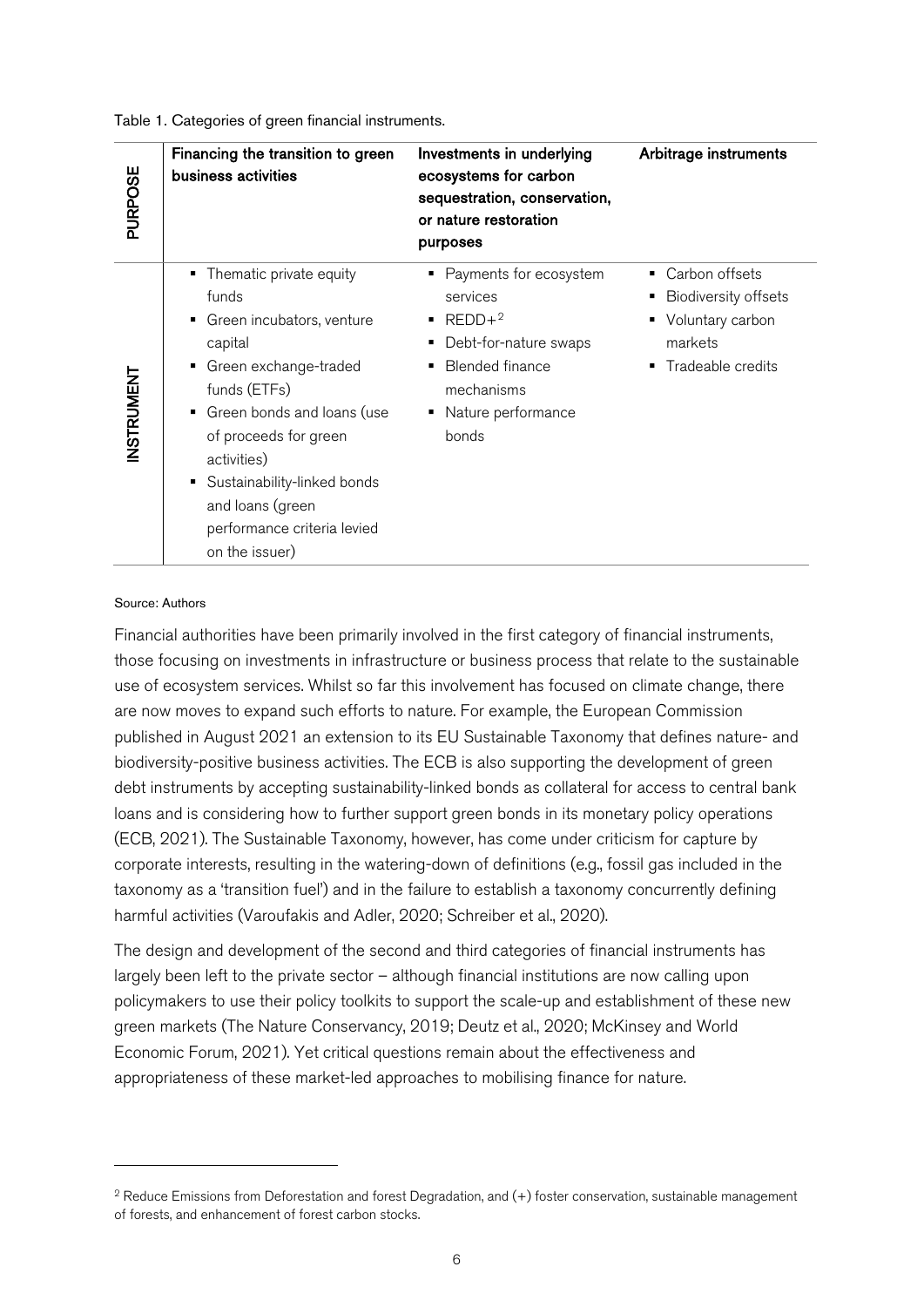Table 1. Categories of green financial instruments.

| | Financing the transition to green business activities | Investments in underlying ecosystems for carbon sequestration, conservation, or nature restoration purposes | Arbitrage instruments |
|---|---|---|---|
| **PURPOSE** | **Financing the transition to green business activities** | **Investments in underlying ecosystems for carbon sequestration, conservation, or nature restoration purposes** | **Arbitrage instruments** |
| **INSTRUMENT** | ▪ Thematic private equity funds<br>▪ Green incubators, venture capital<br>▪ Green exchange-traded funds (ETFs)<br>▪ Green bonds and loans (use of proceeds for green activities)<br>▪ Sustainability-linked bonds and loans (green performance criteria levied on the issuer) | ▪ Payments for ecosystem services<br>▪ REDD+[2]<br>▪ Debt-for-nature swaps<br>▪ Blended finance mechanisms<br>▪ Nature performance bonds | ▪ Carbon offsets<br>▪ Biodiversity offsets<br>▪ Voluntary carbon markets<br>▪ Tradeable credits |

Source: Authors

Financial authorities have been primarily involved in the first category of financial instruments, those focusing on investments in infrastructure or business process that relate to the sustainable use of ecosystem services. Whilst so far this involvement has focused on climate change, there are now moves to expand such efforts to nature. For example, the European Commission published in August 2021 an extension to its EU Sustainable Taxonomy that defines nature- and biodiversity-positive business activities. The ECB is also supporting the development of green debt instruments by accepting sustainability-linked bonds as collateral for access to central bank loans and is considering how to further support green bonds in its monetary policy operations (ECB, 2021). The Sustainable Taxonomy, however, has come under criticism for capture by corporate interests, resulting in the watering-down of definitions (e.g., fossil gas included in the taxonomy as a 'transition fuel') and in the failure to establish a taxonomy concurrently defining harmful activities (Varoufakis and Adler, 2020; Schreiber et al., 2020).

The design and development of the second and third categories of financial instruments has largely been left to the private sector – although financial institutions are now calling upon policymakers to use their policy toolkits to support the scale-up and establishment of these new green markets (The Nature Conservancy, 2019; Deutz et al., 2020; McKinsey and World Economic Forum, 2021). Yet critical questions remain about the effectiveness and appropriateness of these market-led approaches to mobilising finance for nature.

[2] Reduce Emissions from Deforestation and forest Degradation, and (+) foster conservation, sustainable management of forests, and enhancement of forest carbon stocks.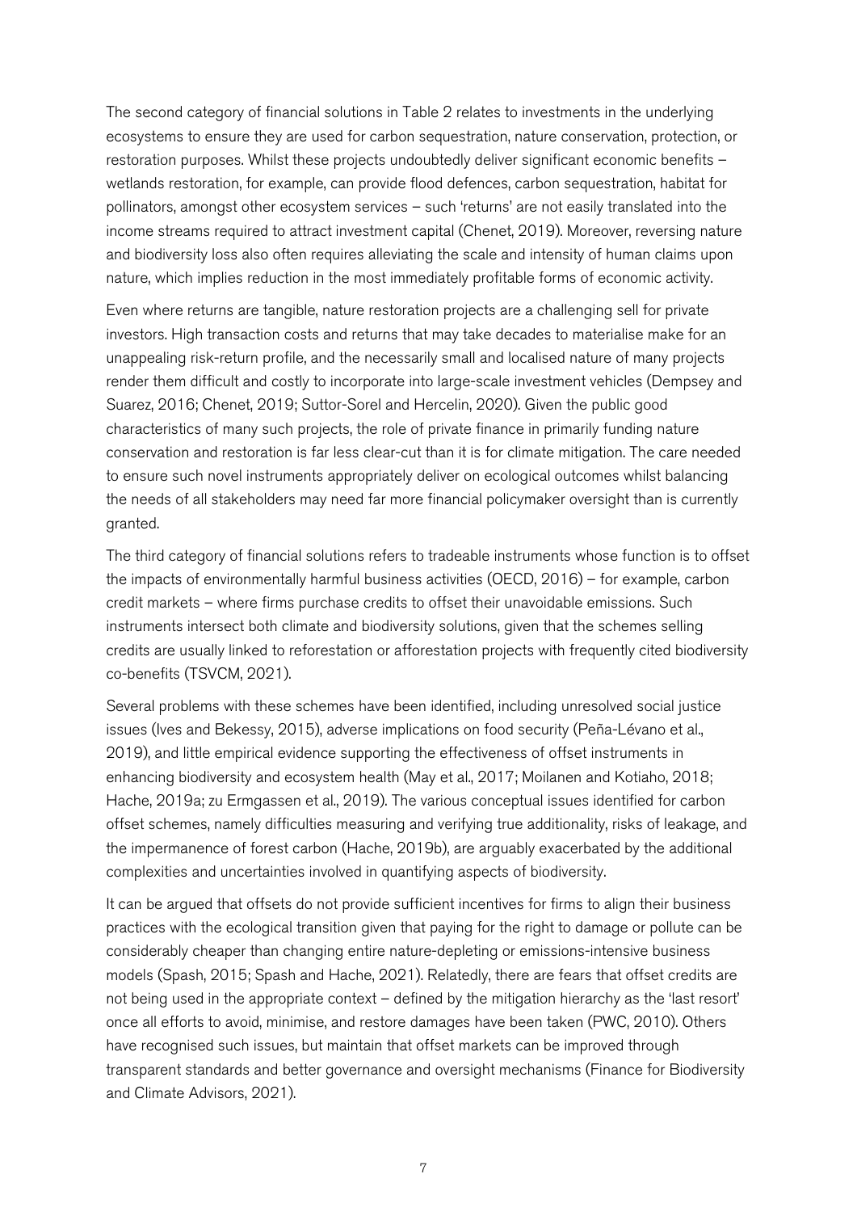The second category of financial solutions in Table 2 relates to investments in the underlying ecosystems to ensure they are used for carbon sequestration, nature conservation, protection, or restoration purposes. Whilst these projects undoubtedly deliver significant economic benefits – wetlands restoration, for example, can provide flood defences, carbon sequestration, habitat for pollinators, amongst other ecosystem services – such 'returns' are not easily translated into the income streams required to attract investment capital (Chenet, 2019). Moreover, reversing nature and biodiversity loss also often requires alleviating the scale and intensity of human claims upon nature, which implies reduction in the most immediately profitable forms of economic activity.

Even where returns are tangible, nature restoration projects are a challenging sell for private investors. High transaction costs and returns that may take decades to materialise make for an unappealing risk-return profile, and the necessarily small and localised nature of many projects render them difficult and costly to incorporate into large-scale investment vehicles (Dempsey and Suarez, 2016; Chenet, 2019; Suttor-Sorel and Hercelin, 2020). Given the public good characteristics of many such projects, the role of private finance in primarily funding nature conservation and restoration is far less clear-cut than it is for climate mitigation. The care needed to ensure such novel instruments appropriately deliver on ecological outcomes whilst balancing the needs of all stakeholders may need far more financial policymaker oversight than is currently granted.

The third category of financial solutions refers to tradeable instruments whose function is to offset the impacts of environmentally harmful business activities (OECD, 2016) – for example, carbon credit markets – where firms purchase credits to offset their unavoidable emissions. Such instruments intersect both climate and biodiversity solutions, given that the schemes selling credits are usually linked to reforestation or afforestation projects with frequently cited biodiversity co-benefits (TSVCM, 2021).

Several problems with these schemes have been identified, including unresolved social justice issues (Ives and Bekessy, 2015), adverse implications on food security (Peña-Lévano et al., 2019), and little empirical evidence supporting the effectiveness of offset instruments in enhancing biodiversity and ecosystem health (May et al., 2017; Moilanen and Kotiaho, 2018; Hache, 2019a; zu Ermgassen et al., 2019). The various conceptual issues identified for carbon offset schemes, namely difficulties measuring and verifying true additionality, risks of leakage, and the impermanence of forest carbon (Hache, 2019b), are arguably exacerbated by the additional complexities and uncertainties involved in quantifying aspects of biodiversity.

It can be argued that offsets do not provide sufficient incentives for firms to align their business practices with the ecological transition given that paying for the right to damage or pollute can be considerably cheaper than changing entire nature-depleting or emissions-intensive business models (Spash, 2015; Spash and Hache, 2021). Relatedly, there are fears that offset credits are not being used in the appropriate context – defined by the mitigation hierarchy as the 'last resort' once all efforts to avoid, minimise, and restore damages have been taken (PWC, 2010). Others have recognised such issues, but maintain that offset markets can be improved through transparent standards and better governance and oversight mechanisms (Finance for Biodiversity and Climate Advisors, 2021).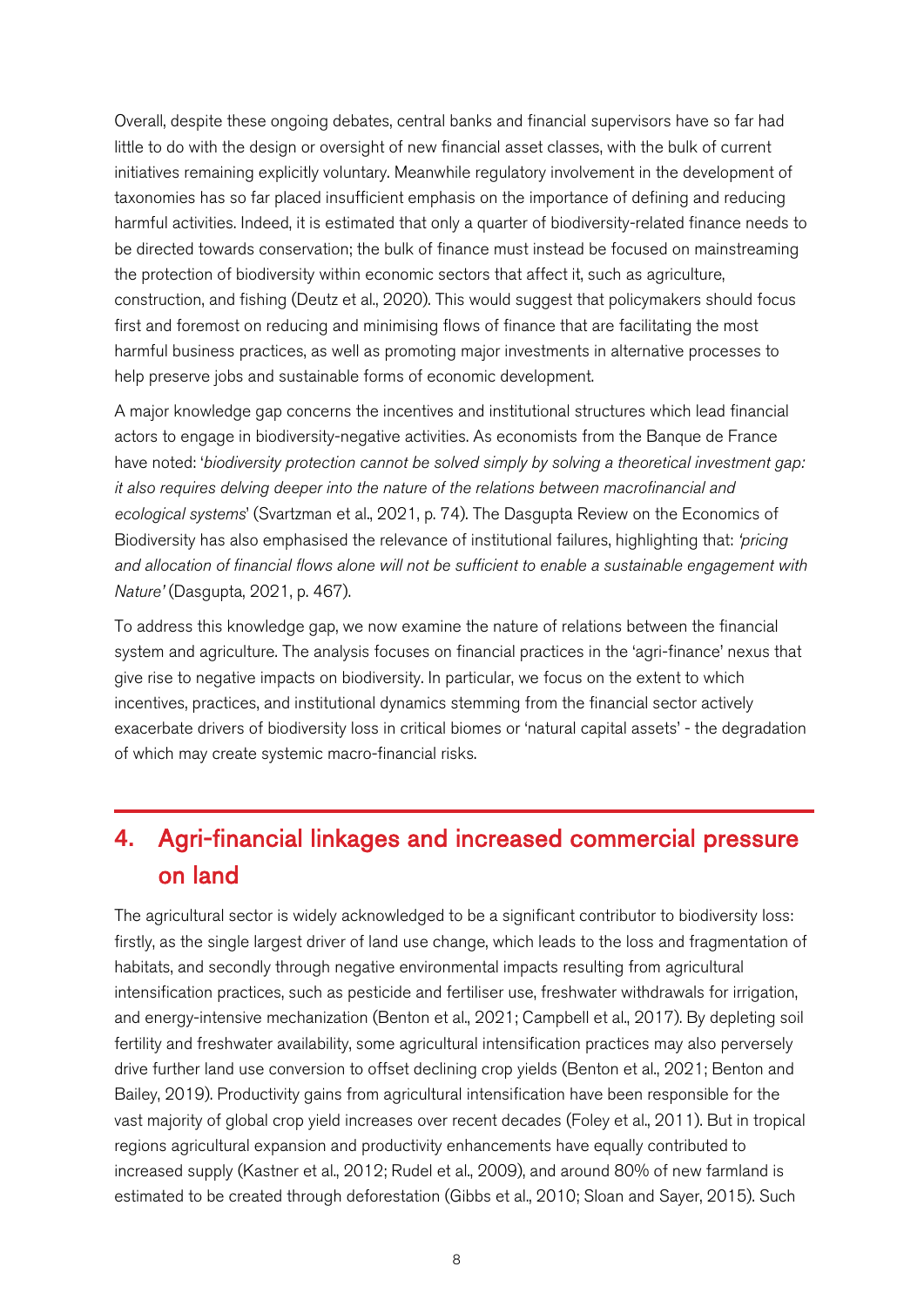Overall, despite these ongoing debates, central banks and financial supervisors have so far had little to do with the design or oversight of new financial asset classes, with the bulk of current initiatives remaining explicitly voluntary. Meanwhile regulatory involvement in the development of taxonomies has so far placed insufficient emphasis on the importance of defining and reducing harmful activities. Indeed, it is estimated that only a quarter of biodiversity-related finance needs to be directed towards conservation; the bulk of finance must instead be focused on mainstreaming the protection of biodiversity within economic sectors that affect it, such as agriculture, construction, and fishing (Deutz et al., 2020). This would suggest that policymakers should focus first and foremost on reducing and minimising flows of finance that are facilitating the most harmful business practices, as well as promoting major investments in alternative processes to help preserve jobs and sustainable forms of economic development.

A major knowledge gap concerns the incentives and institutional structures which lead financial actors to engage in biodiversity-negative activities. As economists from the Banque de France have noted: '*biodiversity protection cannot be solved simply by solving a theoretical investment gap: it also requires delving deeper into the nature of the relations between macrofinancial and ecological systems*' (Svartzman et al., 2021, p. 74). The Dasgupta Review on the Economics of Biodiversity has also emphasised the relevance of institutional failures, highlighting that: *'pricing and allocation of financial flows alone will not be sufficient to enable a sustainable engagement with Nature'* (Dasgupta, 2021, p. 467).

To address this knowledge gap, we now examine the nature of relations between the financial system and agriculture. The analysis focuses on financial practices in the 'agri-finance' nexus that give rise to negative impacts on biodiversity. In particular, we focus on the extent to which incentives, practices, and institutional dynamics stemming from the financial sector actively exacerbate drivers of biodiversity loss in critical biomes or 'natural capital assets' - the degradation of which may create systemic macro-financial risks.

## 4. Agri-financial linkages and increased commercial pressure on land

The agricultural sector is widely acknowledged to be a significant contributor to biodiversity loss: firstly, as the single largest driver of land use change, which leads to the loss and fragmentation of habitats, and secondly through negative environmental impacts resulting from agricultural intensification practices, such as pesticide and fertiliser use, freshwater withdrawals for irrigation, and energy-intensive mechanization (Benton et al., 2021; Campbell et al., 2017). By depleting soil fertility and freshwater availability, some agricultural intensification practices may also perversely drive further land use conversion to offset declining crop yields (Benton et al., 2021; Benton and Bailey, 2019). Productivity gains from agricultural intensification have been responsible for the vast majority of global crop yield increases over recent decades (Foley et al., 2011). But in tropical regions agricultural expansion and productivity enhancements have equally contributed to increased supply (Kastner et al., 2012; Rudel et al., 2009), and around 80% of new farmland is estimated to be created through deforestation (Gibbs et al., 2010; Sloan and Sayer, 2015). Such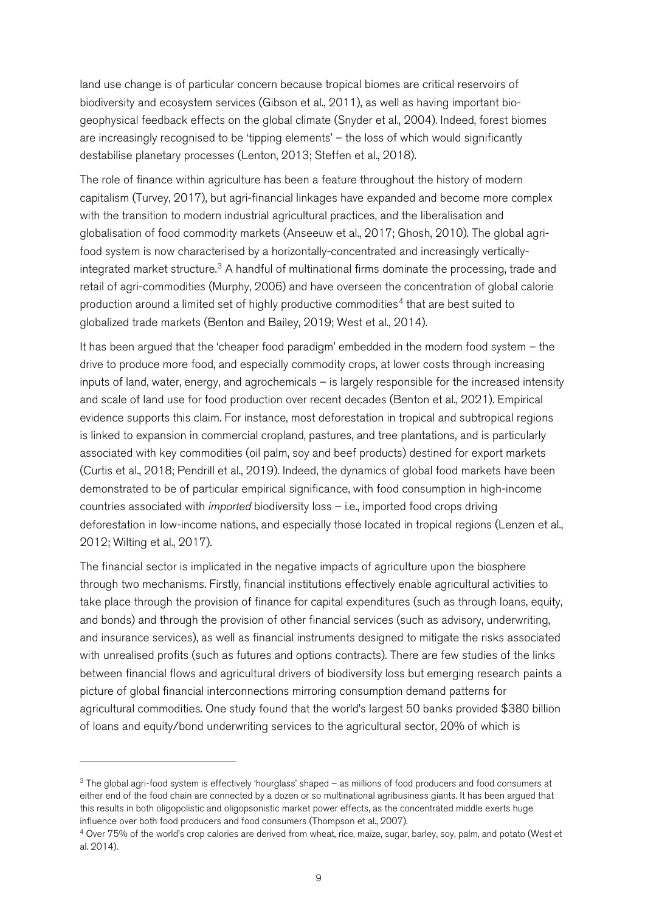land use change is of particular concern because tropical biomes are critical reservoirs of biodiversity and ecosystem services (Gibson et al., 2011), as well as having important bio-geophysical feedback effects on the global climate (Snyder et al., 2004). Indeed, forest biomes are increasingly recognised to be 'tipping elements' – the loss of which would significantly destabilise planetary processes (Lenton, 2013; Steffen et al., 2018).

The role of finance within agriculture has been a feature throughout the history of modern capitalism (Turvey, 2017), but agri-financial linkages have expanded and become more complex with the transition to modern industrial agricultural practices, and the liberalisation and globalisation of food commodity markets (Anseeuw et al., 2017; Ghosh, 2010). The global agri-food system is now characterised by a horizontally-concentrated and increasingly vertically-integrated market structure.[3] A handful of multinational firms dominate the processing, trade and retail of agri-commodities (Murphy, 2006) and have overseen the concentration of global calorie production around a limited set of highly productive commodities[4] that are best suited to globalized trade markets (Benton and Bailey, 2019; West et al., 2014).

It has been argued that the 'cheaper food paradigm' embedded in the modern food system – the drive to produce more food, and especially commodity crops, at lower costs through increasing inputs of land, water, energy, and agrochemicals – is largely responsible for the increased intensity and scale of land use for food production over recent decades (Benton et al., 2021). Empirical evidence supports this claim. For instance, most deforestation in tropical and subtropical regions is linked to expansion in commercial cropland, pastures, and tree plantations, and is particularly associated with key commodities (oil palm, soy and beef products) destined for export markets (Curtis et al., 2018; Pendrill et al., 2019). Indeed, the dynamics of global food markets have been demonstrated to be of particular empirical significance, with food consumption in high-income countries associated with *imported* biodiversity loss – i.e., imported food crops driving deforestation in low-income nations, and especially those located in tropical regions (Lenzen et al., 2012; Wilting et al., 2017).

The financial sector is implicated in the negative impacts of agriculture upon the biosphere through two mechanisms. Firstly, financial institutions effectively enable agricultural activities to take place through the provision of finance for capital expenditures (such as through loans, equity, and bonds) and through the provision of other financial services (such as advisory, underwriting, and insurance services), as well as financial instruments designed to mitigate the risks associated with unrealised profits (such as futures and options contracts). There are few studies of the links between financial flows and agricultural drivers of biodiversity loss but emerging research paints a picture of global financial interconnections mirroring consumption demand patterns for agricultural commodities. One study found that the world's largest 50 banks provided $380 billion of loans and equity/bond underwriting services to the agricultural sector, 20% of which is

---

[3] The global agri-food system is effectively 'hourglass' shaped – as millions of food producers and food consumers at either end of the food chain are connected by a dozen or so multinational agribusiness giants. It has been argued that this results in both oligopolistic and oligopsonistic market power effects, as the concentrated middle exerts huge influence over both food producers and food consumers (Thompson et al., 2007).

[4] Over 75% of the world's crop calories are derived from wheat, rice, maize, sugar, barley, soy, palm, and potato (West et al. 2014).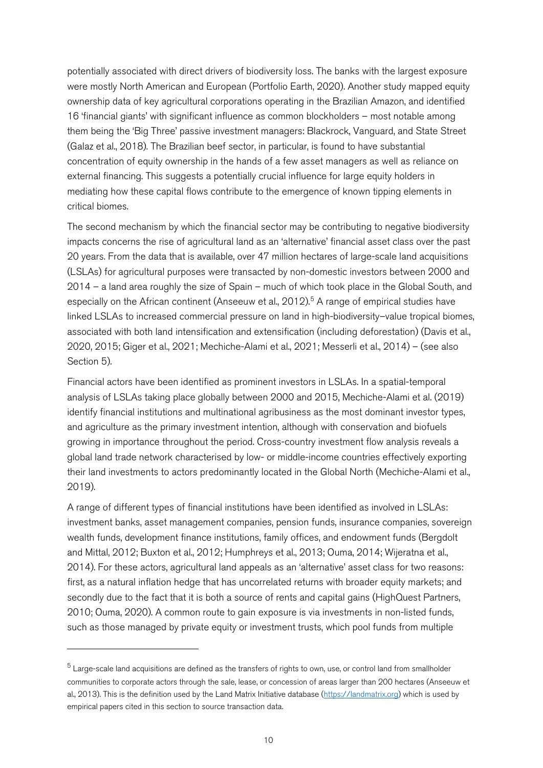potentially associated with direct drivers of biodiversity loss. The banks with the largest exposure were mostly North American and European (Portfolio Earth, 2020). Another study mapped equity ownership data of key agricultural corporations operating in the Brazilian Amazon, and identified 16 'financial giants' with significant influence as common blockholders – most notable among them being the 'Big Three' passive investment managers: Blackrock, Vanguard, and State Street (Galaz et al., 2018). The Brazilian beef sector, in particular, is found to have substantial concentration of equity ownership in the hands of a few asset managers as well as reliance on external financing. This suggests a potentially crucial influence for large equity holders in mediating how these capital flows contribute to the emergence of known tipping elements in critical biomes.

The second mechanism by which the financial sector may be contributing to negative biodiversity impacts concerns the rise of agricultural land as an 'alternative' financial asset class over the past 20 years. From the data that is available, over 47 million hectares of large-scale land acquisitions (LSLAs) for agricultural purposes were transacted by non-domestic investors between 2000 and 2014 – a land area roughly the size of Spain – much of which took place in the Global South, and especially on the African continent (Anseeuw et al., 2012).[5] A range of empirical studies have linked LSLAs to increased commercial pressure on land in high-biodiversity–value tropical biomes, associated with both land intensification and extensification (including deforestation) (Davis et al., 2020, 2015; Giger et al., 2021; Mechiche-Alami et al., 2021; Messerli et al., 2014) – (see also Section 5).

Financial actors have been identified as prominent investors in LSLAs. In a spatial-temporal analysis of LSLAs taking place globally between 2000 and 2015, Mechiche-Alami et al. (2019) identify financial institutions and multinational agribusiness as the most dominant investor types, and agriculture as the primary investment intention, although with conservation and biofuels growing in importance throughout the period. Cross-country investment flow analysis reveals a global land trade network characterised by low- or middle-income countries effectively exporting their land investments to actors predominantly located in the Global North (Mechiche-Alami et al., 2019).

A range of different types of financial institutions have been identified as involved in LSLAs: investment banks, asset management companies, pension funds, insurance companies, sovereign wealth funds, development finance institutions, family offices, and endowment funds (Bergdolt and Mittal, 2012; Buxton et al., 2012; Humphreys et al., 2013; Ouma, 2014; Wijeratna et al., 2014). For these actors, agricultural land appeals as an 'alternative' asset class for two reasons: first, as a natural inflation hedge that has uncorrelated returns with broader equity markets; and secondly due to the fact that it is both a source of rents and capital gains (HighQuest Partners, 2010; Ouma, 2020). A common route to gain exposure is via investments in non-listed funds, such as those managed by private equity or investment trusts, which pool funds from multiple

---

[5] Large-scale land acquisitions are defined as the transfers of rights to own, use, or control land from smallholder communities to corporate actors through the sale, lease, or concession of areas larger than 200 hectares (Anseeuw et al., 2013). This is the definition used by the Land Matrix Initiative database (https://landmatrix.org) which is used by empirical papers cited in this section to source transaction data.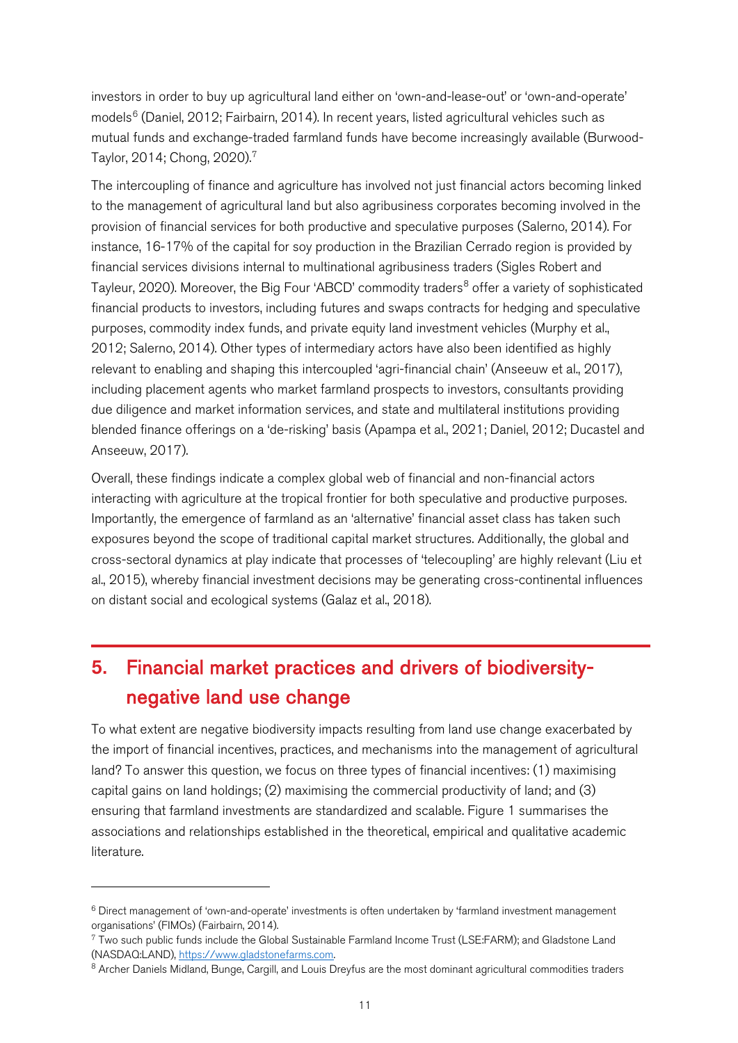investors in order to buy up agricultural land either on 'own-and-lease-out' or 'own-and-operate' models[6] (Daniel, 2012; Fairbairn, 2014). In recent years, listed agricultural vehicles such as mutual funds and exchange-traded farmland funds have become increasingly available (Burwood-Taylor, 2014; Chong, 2020).[7]

The intercoupling of finance and agriculture has involved not just financial actors becoming linked to the management of agricultural land but also agribusiness corporates becoming involved in the provision of financial services for both productive and speculative purposes (Salerno, 2014). For instance, 16-17% of the capital for soy production in the Brazilian Cerrado region is provided by financial services divisions internal to multinational agribusiness traders (Sigles Robert and Tayleur, 2020). Moreover, the Big Four 'ABCD' commodity traders[8] offer a variety of sophisticated financial products to investors, including futures and swaps contracts for hedging and speculative purposes, commodity index funds, and private equity land investment vehicles (Murphy et al., 2012; Salerno, 2014). Other types of intermediary actors have also been identified as highly relevant to enabling and shaping this intercoupled 'agri-financial chain' (Anseeuw et al., 2017), including placement agents who market farmland prospects to investors, consultants providing due diligence and market information services, and state and multilateral institutions providing blended finance offerings on a 'de-risking' basis (Apampa et al., 2021; Daniel, 2012; Ducastel and Anseeuw, 2017).

Overall, these findings indicate a complex global web of financial and non-financial actors interacting with agriculture at the tropical frontier for both speculative and productive purposes. Importantly, the emergence of farmland as an 'alternative' financial asset class has taken such exposures beyond the scope of traditional capital market structures. Additionally, the global and cross-sectoral dynamics at play indicate that processes of 'telecoupling' are highly relevant (Liu et al., 2015), whereby financial investment decisions may be generating cross-continental influences on distant social and ecological systems (Galaz et al., 2018).

## 5. Financial market practices and drivers of biodiversity-negative land use change

To what extent are negative biodiversity impacts resulting from land use change exacerbated by the import of financial incentives, practices, and mechanisms into the management of agricultural land? To answer this question, we focus on three types of financial incentives: (1) maximising capital gains on land holdings; (2) maximising the commercial productivity of land; and (3) ensuring that farmland investments are standardized and scalable. Figure 1 summarises the associations and relationships established in the theoretical, empirical and qualitative academic literature.

---

[6] Direct management of 'own-and-operate' investments is often undertaken by 'farmland investment management organisations' (FIMOs) (Fairbairn, 2014).

[7] Two such public funds include the Global Sustainable Farmland Income Trust (LSE:FARM); and Gladstone Land (NASDAQ:LAND), https://www.gladstonefarms.com.

[8] Archer Daniels Midland, Bunge, Cargill, and Louis Dreyfus are the most dominant agricultural commodities traders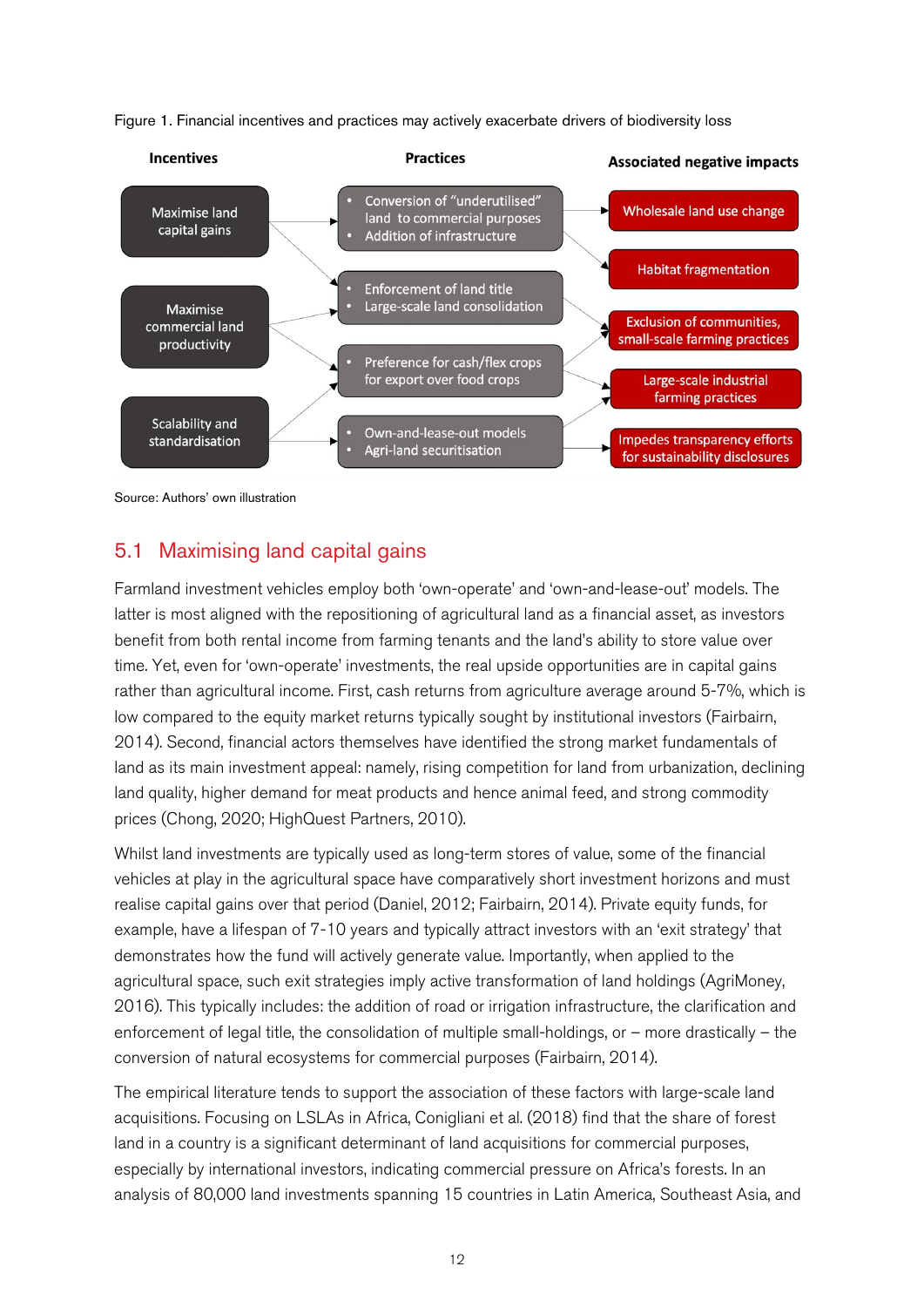Figure 1. Financial incentives and practices may actively exacerbate drivers of biodiversity loss

| Incentives | Practices | Associated negative impacts |
|---|---|---|
| Maximise land capital gains | • Conversion of "underutilised" land to commercial purposes<br>• Addition of infrastructure | Wholesale land use change |
| | | Habitat fragmentation |
| Maximise commercial land productivity | • Enforcement of land title<br>• Large-scale land consolidation | Exclusion of communities, small-scale farming practices |
| | • Preference for cash/flex crops for export over food crops | Large-scale industrial farming practices |
| Scalability and standardisation | • Own-and-lease-out models<br>• Agri-land securitisation | Impedes transparency efforts for sustainability disclosures |

Source: Authors' own illustration

## 5.1 Maximising land capital gains

Farmland investment vehicles employ both 'own-operate' and 'own-and-lease-out' models. The latter is most aligned with the repositioning of agricultural land as a financial asset, as investors benefit from both rental income from farming tenants and the land's ability to store value over time. Yet, even for 'own-operate' investments, the real upside opportunities are in capital gains rather than agricultural income. First, cash returns from agriculture average around 5-7%, which is low compared to the equity market returns typically sought by institutional investors (Fairbairn, 2014). Second, financial actors themselves have identified the strong market fundamentals of land as its main investment appeal: namely, rising competition for land from urbanization, declining land quality, higher demand for meat products and hence animal feed, and strong commodity prices (Chong, 2020; HighQuest Partners, 2010).

Whilst land investments are typically used as long-term stores of value, some of the financial vehicles at play in the agricultural space have comparatively short investment horizons and must realise capital gains over that period (Daniel, 2012; Fairbairn, 2014). Private equity funds, for example, have a lifespan of 7-10 years and typically attract investors with an 'exit strategy' that demonstrates how the fund will actively generate value. Importantly, when applied to the agricultural space, such exit strategies imply active transformation of land holdings (AgriMoney, 2016). This typically includes: the addition of road or irrigation infrastructure, the clarification and enforcement of legal title, the consolidation of multiple small-holdings, or – more drastically – the conversion of natural ecosystems for commercial purposes (Fairbairn, 2014).

The empirical literature tends to support the association of these factors with large-scale land acquisitions. Focusing on LSLAs in Africa, Conigliani et al. (2018) find that the share of forest land in a country is a significant determinant of land acquisitions for commercial purposes, especially by international investors, indicating commercial pressure on Africa's forests. In an analysis of 80,000 land investments spanning 15 countries in Latin America, Southeast Asia, and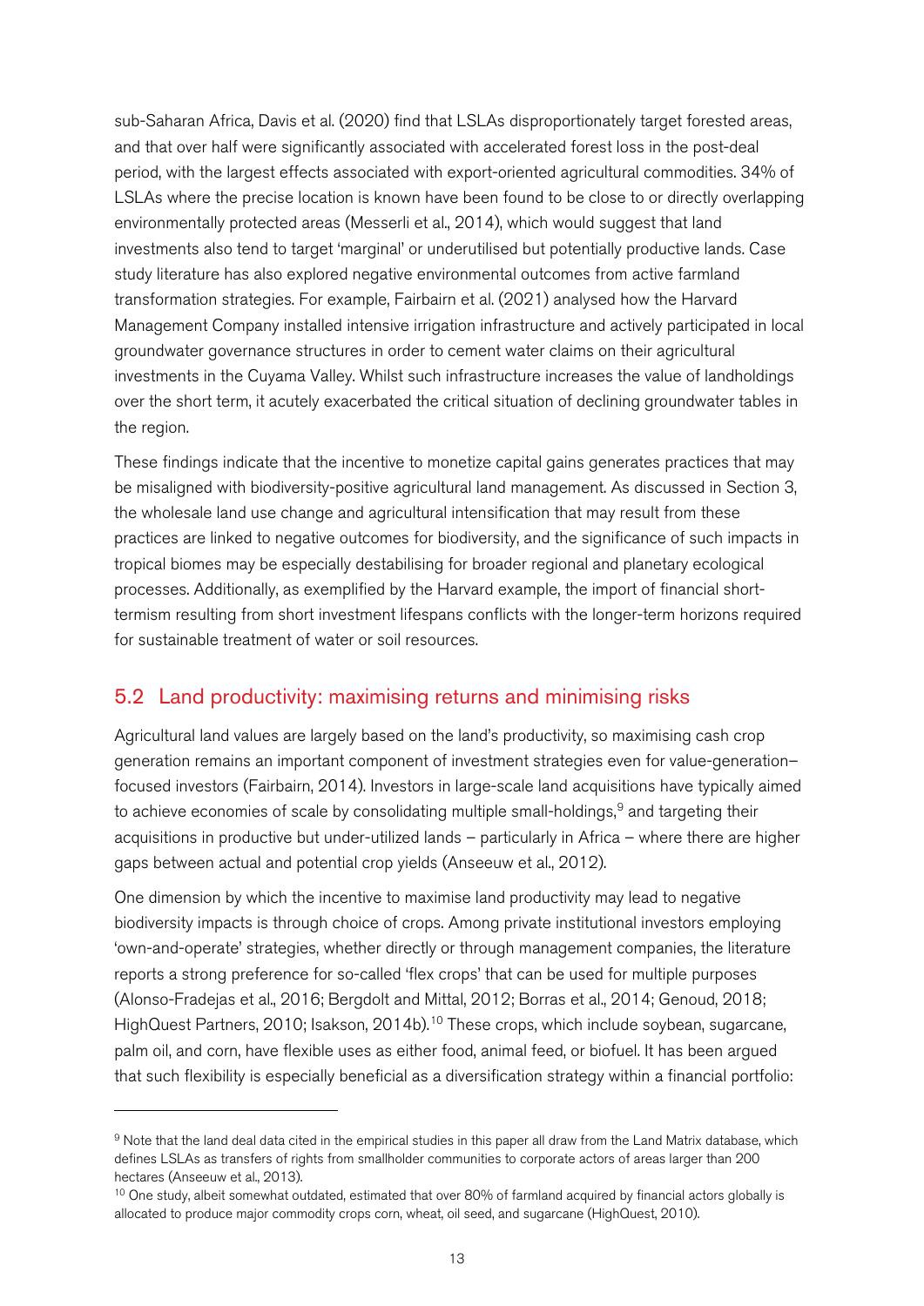sub-Saharan Africa, Davis et al. (2020) find that LSLAs disproportionately target forested areas, and that over half were significantly associated with accelerated forest loss in the post-deal period, with the largest effects associated with export-oriented agricultural commodities. 34% of LSLAs where the precise location is known have been found to be close to or directly overlapping environmentally protected areas (Messerli et al., 2014), which would suggest that land investments also tend to target 'marginal' or underutilised but potentially productive lands. Case study literature has also explored negative environmental outcomes from active farmland transformation strategies. For example, Fairbairn et al. (2021) analysed how the Harvard Management Company installed intensive irrigation infrastructure and actively participated in local groundwater governance structures in order to cement water claims on their agricultural investments in the Cuyama Valley. Whilst such infrastructure increases the value of landholdings over the short term, it acutely exacerbated the critical situation of declining groundwater tables in the region.

These findings indicate that the incentive to monetize capital gains generates practices that may be misaligned with biodiversity-positive agricultural land management. As discussed in Section 3, the wholesale land use change and agricultural intensification that may result from these practices are linked to negative outcomes for biodiversity, and the significance of such impacts in tropical biomes may be especially destabilising for broader regional and planetary ecological processes. Additionally, as exemplified by the Harvard example, the import of financial short-termism resulting from short investment lifespans conflicts with the longer-term horizons required for sustainable treatment of water or soil resources.

## 5.2 Land productivity: maximising returns and minimising risks

Agricultural land values are largely based on the land's productivity, so maximising cash crop generation remains an important component of investment strategies even for value-generation–focused investors (Fairbairn, 2014). Investors in large-scale land acquisitions have typically aimed to achieve economies of scale by consolidating multiple small-holdings,[9] and targeting their acquisitions in productive but under-utilized lands – particularly in Africa – where there are higher gaps between actual and potential crop yields (Anseeuw et al., 2012).

One dimension by which the incentive to maximise land productivity may lead to negative biodiversity impacts is through choice of crops. Among private institutional investors employing 'own-and-operate' strategies, whether directly or through management companies, the literature reports a strong preference for so-called 'flex crops' that can be used for multiple purposes (Alonso-Fradejas et al., 2016; Bergdolt and Mittal, 2012; Borras et al., 2014; Genoud, 2018; HighQuest Partners, 2010; Isakson, 2014b).[10] These crops, which include soybean, sugarcane, palm oil, and corn, have flexible uses as either food, animal feed, or biofuel. It has been argued that such flexibility is especially beneficial as a diversification strategy within a financial portfolio:

---

[9] Note that the land deal data cited in the empirical studies in this paper all draw from the Land Matrix database, which defines LSLAs as transfers of rights from smallholder communities to corporate actors of areas larger than 200 hectares (Anseeuw et al., 2013).

[10] One study, albeit somewhat outdated, estimated that over 80% of farmland acquired by financial actors globally is allocated to produce major commodity crops corn, wheat, oil seed, and sugarcane (HighQuest, 2010).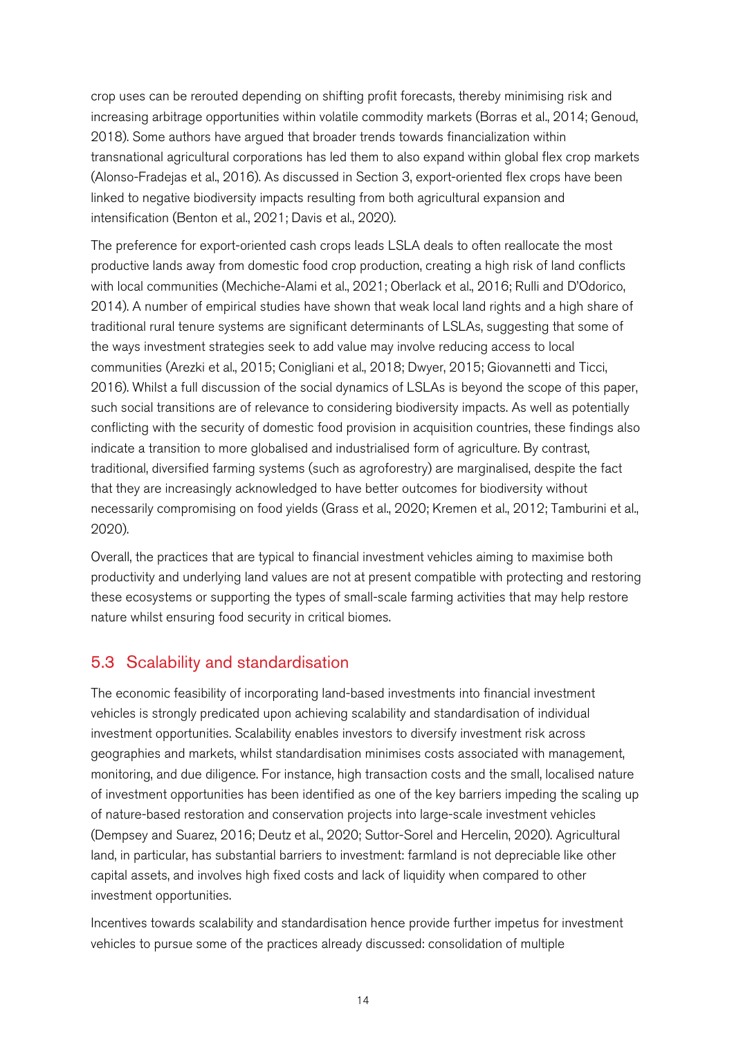crop uses can be rerouted depending on shifting profit forecasts, thereby minimising risk and increasing arbitrage opportunities within volatile commodity markets (Borras et al., 2014; Genoud, 2018). Some authors have argued that broader trends towards financialization within transnational agricultural corporations has led them to also expand within global flex crop markets (Alonso-Fradejas et al., 2016). As discussed in Section 3, export-oriented flex crops have been linked to negative biodiversity impacts resulting from both agricultural expansion and intensification (Benton et al., 2021; Davis et al., 2020).

The preference for export-oriented cash crops leads LSLA deals to often reallocate the most productive lands away from domestic food crop production, creating a high risk of land conflicts with local communities (Mechiche-Alami et al., 2021; Oberlack et al., 2016; Rulli and D'Odorico, 2014). A number of empirical studies have shown that weak local land rights and a high share of traditional rural tenure systems are significant determinants of LSLAs, suggesting that some of the ways investment strategies seek to add value may involve reducing access to local communities (Arezki et al., 2015; Conigliani et al., 2018; Dwyer, 2015; Giovannetti and Ticci, 2016). Whilst a full discussion of the social dynamics of LSLAs is beyond the scope of this paper, such social transitions are of relevance to considering biodiversity impacts. As well as potentially conflicting with the security of domestic food provision in acquisition countries, these findings also indicate a transition to more globalised and industrialised form of agriculture. By contrast, traditional, diversified farming systems (such as agroforestry) are marginalised, despite the fact that they are increasingly acknowledged to have better outcomes for biodiversity without necessarily compromising on food yields (Grass et al., 2020; Kremen et al., 2012; Tamburini et al., 2020).

Overall, the practices that are typical to financial investment vehicles aiming to maximise both productivity and underlying land values are not at present compatible with protecting and restoring these ecosystems or supporting the types of small-scale farming activities that may help restore nature whilst ensuring food security in critical biomes.

## 5.3 Scalability and standardisation

The economic feasibility of incorporating land-based investments into financial investment vehicles is strongly predicated upon achieving scalability and standardisation of individual investment opportunities. Scalability enables investors to diversify investment risk across geographies and markets, whilst standardisation minimises costs associated with management, monitoring, and due diligence. For instance, high transaction costs and the small, localised nature of investment opportunities has been identified as one of the key barriers impeding the scaling up of nature-based restoration and conservation projects into large-scale investment vehicles (Dempsey and Suarez, 2016; Deutz et al., 2020; Suttor-Sorel and Hercelin, 2020). Agricultural land, in particular, has substantial barriers to investment: farmland is not depreciable like other capital assets, and involves high fixed costs and lack of liquidity when compared to other investment opportunities.

Incentives towards scalability and standardisation hence provide further impetus for investment vehicles to pursue some of the practices already discussed: consolidation of multiple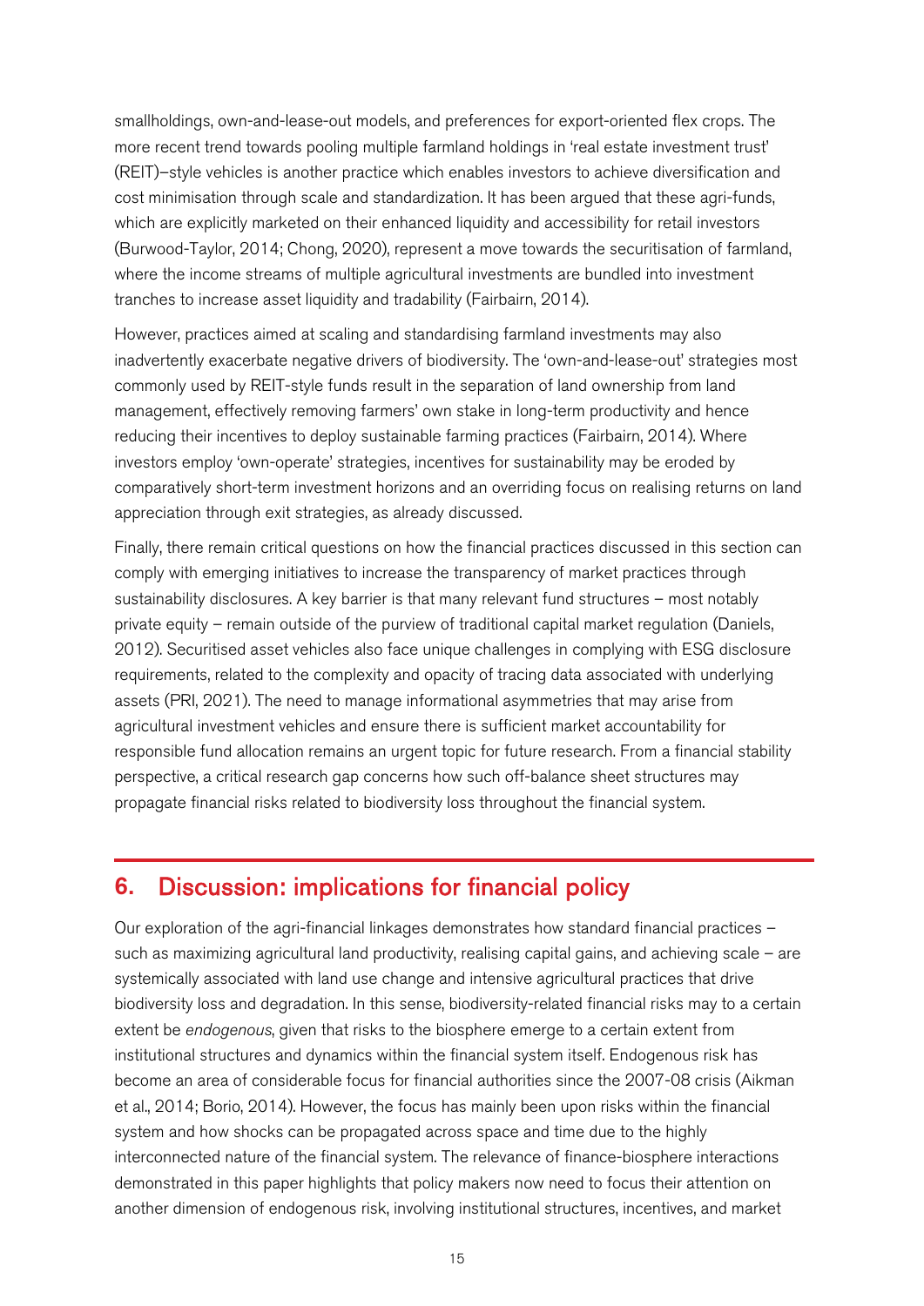smallholdings, own-and-lease-out models, and preferences for export-oriented flex crops. The more recent trend towards pooling multiple farmland holdings in 'real estate investment trust' (REIT)–style vehicles is another practice which enables investors to achieve diversification and cost minimisation through scale and standardization. It has been argued that these agri-funds, which are explicitly marketed on their enhanced liquidity and accessibility for retail investors (Burwood-Taylor, 2014; Chong, 2020), represent a move towards the securitisation of farmland, where the income streams of multiple agricultural investments are bundled into investment tranches to increase asset liquidity and tradability (Fairbairn, 2014).

However, practices aimed at scaling and standardising farmland investments may also inadvertently exacerbate negative drivers of biodiversity. The 'own-and-lease-out' strategies most commonly used by REIT-style funds result in the separation of land ownership from land management, effectively removing farmers' own stake in long-term productivity and hence reducing their incentives to deploy sustainable farming practices (Fairbairn, 2014). Where investors employ 'own-operate' strategies, incentives for sustainability may be eroded by comparatively short-term investment horizons and an overriding focus on realising returns on land appreciation through exit strategies, as already discussed.

Finally, there remain critical questions on how the financial practices discussed in this section can comply with emerging initiatives to increase the transparency of market practices through sustainability disclosures. A key barrier is that many relevant fund structures – most notably private equity – remain outside of the purview of traditional capital market regulation (Daniels, 2012). Securitised asset vehicles also face unique challenges in complying with ESG disclosure requirements, related to the complexity and opacity of tracing data associated with underlying assets (PRI, 2021). The need to manage informational asymmetries that may arise from agricultural investment vehicles and ensure there is sufficient market accountability for responsible fund allocation remains an urgent topic for future research. From a financial stability perspective, a critical research gap concerns how such off-balance sheet structures may propagate financial risks related to biodiversity loss throughout the financial system.

## 6. Discussion: implications for financial policy

Our exploration of the agri-financial linkages demonstrates how standard financial practices – such as maximizing agricultural land productivity, realising capital gains, and achieving scale – are systemically associated with land use change and intensive agricultural practices that drive biodiversity loss and degradation. In this sense, biodiversity-related financial risks may to a certain extent be *endogenous*, given that risks to the biosphere emerge to a certain extent from institutional structures and dynamics within the financial system itself. Endogenous risk has become an area of considerable focus for financial authorities since the 2007-08 crisis (Aikman et al., 2014; Borio, 2014). However, the focus has mainly been upon risks within the financial system and how shocks can be propagated across space and time due to the highly interconnected nature of the financial system. The relevance of finance-biosphere interactions demonstrated in this paper highlights that policy makers now need to focus their attention on another dimension of endogenous risk, involving institutional structures, incentives, and market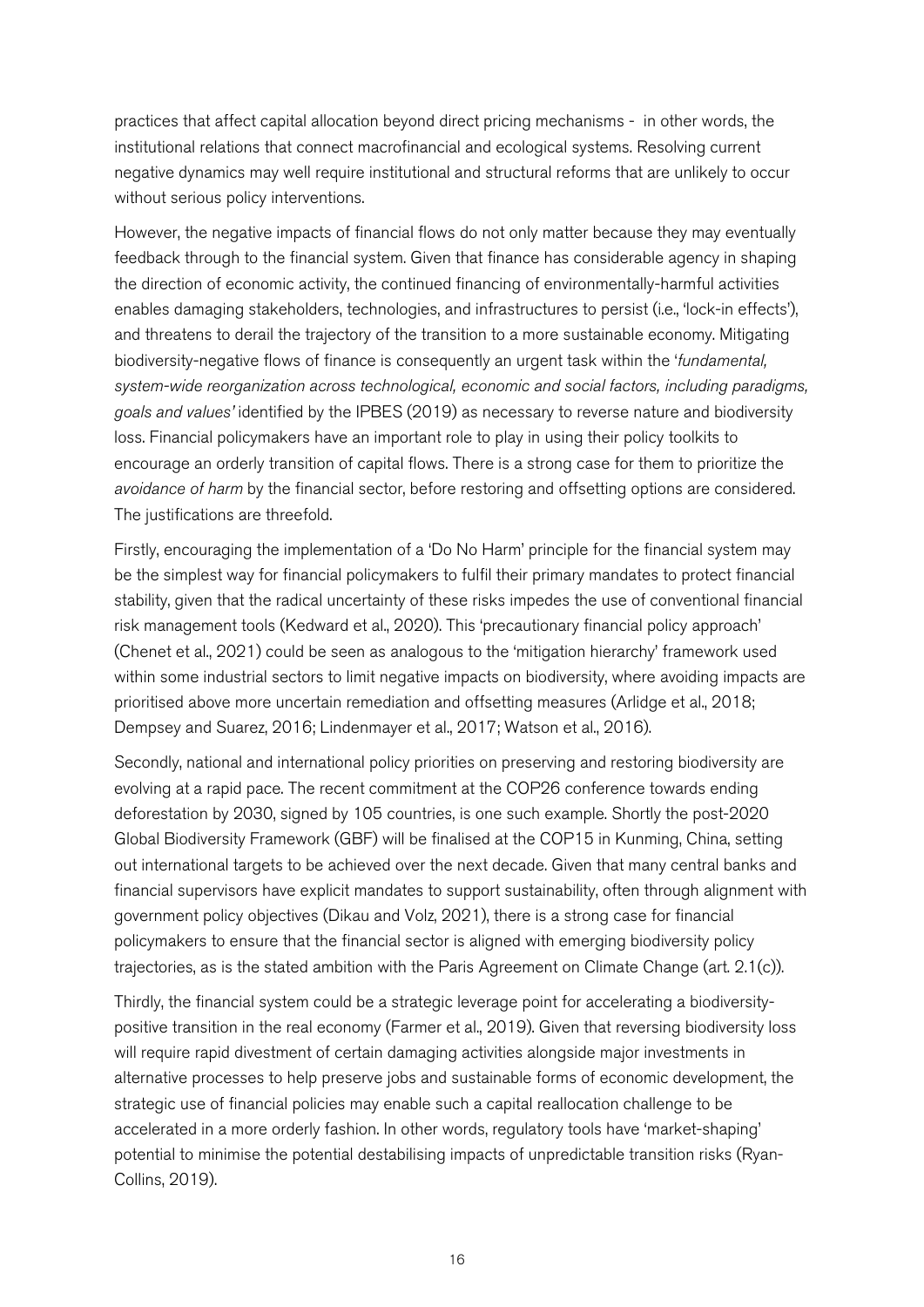practices that affect capital allocation beyond direct pricing mechanisms - in other words, the institutional relations that connect macrofinancial and ecological systems. Resolving current negative dynamics may well require institutional and structural reforms that are unlikely to occur without serious policy interventions.

However, the negative impacts of financial flows do not only matter because they may eventually feedback through to the financial system. Given that finance has considerable agency in shaping the direction of economic activity, the continued financing of environmentally-harmful activities enables damaging stakeholders, technologies, and infrastructures to persist (i.e., 'lock-in effects'), and threatens to derail the trajectory of the transition to a more sustainable economy. Mitigating biodiversity-negative flows of finance is consequently an urgent task within the '*fundamental, system-wide reorganization across technological, economic and social factors, including paradigms, goals and values'* identified by the IPBES (2019) as necessary to reverse nature and biodiversity loss. Financial policymakers have an important role to play in using their policy toolkits to encourage an orderly transition of capital flows. There is a strong case for them to prioritize the *avoidance of harm* by the financial sector, before restoring and offsetting options are considered. The justifications are threefold.

Firstly, encouraging the implementation of a 'Do No Harm' principle for the financial system may be the simplest way for financial policymakers to fulfil their primary mandates to protect financial stability, given that the radical uncertainty of these risks impedes the use of conventional financial risk management tools (Kedward et al., 2020). This 'precautionary financial policy approach' (Chenet et al., 2021) could be seen as analogous to the 'mitigation hierarchy' framework used within some industrial sectors to limit negative impacts on biodiversity, where avoiding impacts are prioritised above more uncertain remediation and offsetting measures (Arlidge et al., 2018; Dempsey and Suarez, 2016; Lindenmayer et al., 2017; Watson et al., 2016).

Secondly, national and international policy priorities on preserving and restoring biodiversity are evolving at a rapid pace. The recent commitment at the COP26 conference towards ending deforestation by 2030, signed by 105 countries, is one such example. Shortly the post-2020 Global Biodiversity Framework (GBF) will be finalised at the COP15 in Kunming, China, setting out international targets to be achieved over the next decade. Given that many central banks and financial supervisors have explicit mandates to support sustainability, often through alignment with government policy objectives (Dikau and Volz, 2021), there is a strong case for financial policymakers to ensure that the financial sector is aligned with emerging biodiversity policy trajectories, as is the stated ambition with the Paris Agreement on Climate Change (art. 2.1(c)).

Thirdly, the financial system could be a strategic leverage point for accelerating a biodiversity-positive transition in the real economy (Farmer et al., 2019). Given that reversing biodiversity loss will require rapid divestment of certain damaging activities alongside major investments in alternative processes to help preserve jobs and sustainable forms of economic development, the strategic use of financial policies may enable such a capital reallocation challenge to be accelerated in a more orderly fashion. In other words, regulatory tools have 'market-shaping' potential to minimise the potential destabilising impacts of unpredictable transition risks (Ryan-Collins, 2019).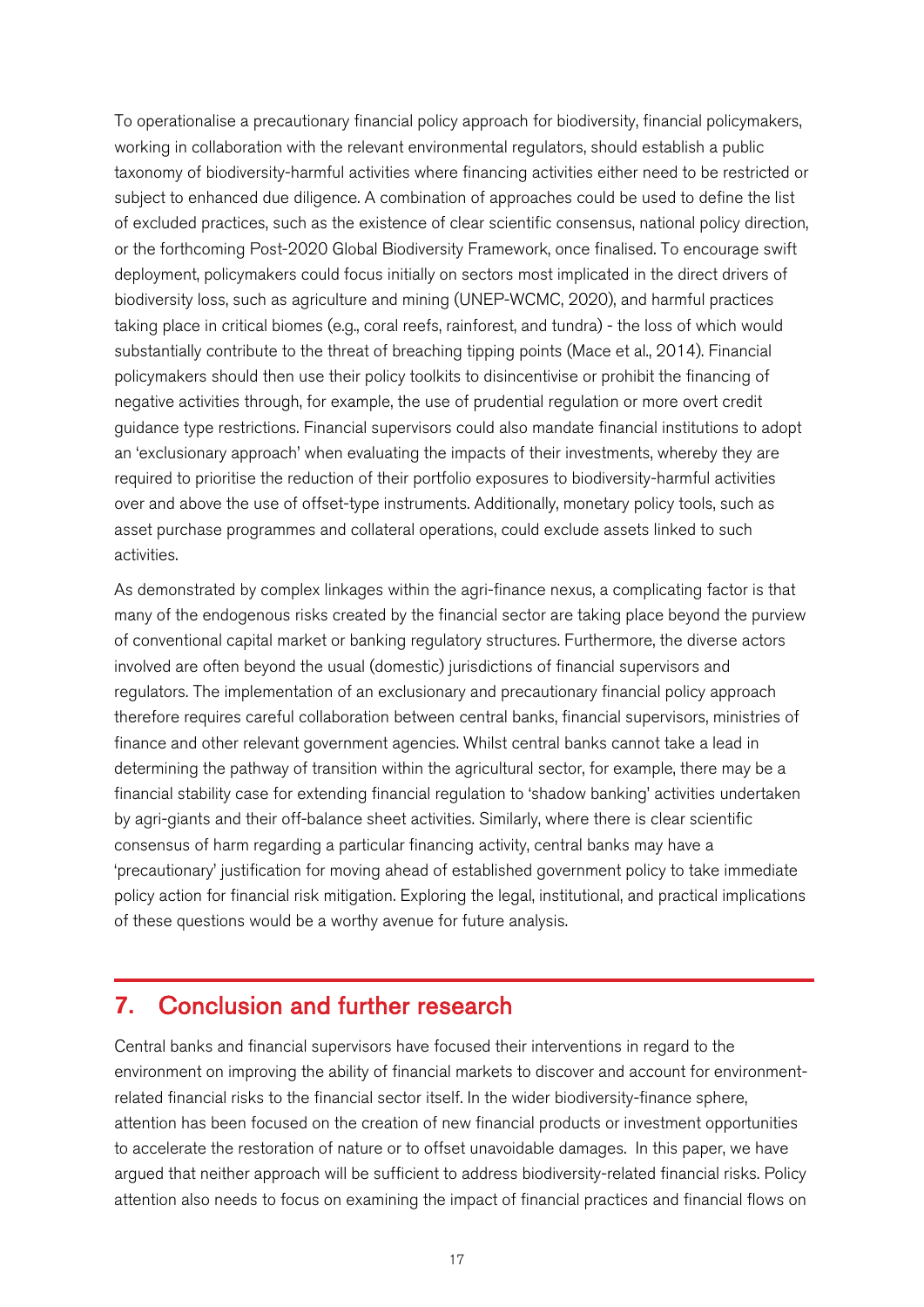To operationalise a precautionary financial policy approach for biodiversity, financial policymakers, working in collaboration with the relevant environmental regulators, should establish a public taxonomy of biodiversity-harmful activities where financing activities either need to be restricted or subject to enhanced due diligence. A combination of approaches could be used to define the list of excluded practices, such as the existence of clear scientific consensus, national policy direction, or the forthcoming Post-2020 Global Biodiversity Framework, once finalised. To encourage swift deployment, policymakers could focus initially on sectors most implicated in the direct drivers of biodiversity loss, such as agriculture and mining (UNEP-WCMC, 2020), and harmful practices taking place in critical biomes (e.g., coral reefs, rainforest, and tundra) - the loss of which would substantially contribute to the threat of breaching tipping points (Mace et al., 2014). Financial policymakers should then use their policy toolkits to disincentivise or prohibit the financing of negative activities through, for example, the use of prudential regulation or more overt credit guidance type restrictions. Financial supervisors could also mandate financial institutions to adopt an 'exclusionary approach' when evaluating the impacts of their investments, whereby they are required to prioritise the reduction of their portfolio exposures to biodiversity-harmful activities over and above the use of offset-type instruments. Additionally, monetary policy tools, such as asset purchase programmes and collateral operations, could exclude assets linked to such activities.

As demonstrated by complex linkages within the agri-finance nexus, a complicating factor is that many of the endogenous risks created by the financial sector are taking place beyond the purview of conventional capital market or banking regulatory structures. Furthermore, the diverse actors involved are often beyond the usual (domestic) jurisdictions of financial supervisors and regulators. The implementation of an exclusionary and precautionary financial policy approach therefore requires careful collaboration between central banks, financial supervisors, ministries of finance and other relevant government agencies. Whilst central banks cannot take a lead in determining the pathway of transition within the agricultural sector, for example, there may be a financial stability case for extending financial regulation to 'shadow banking' activities undertaken by agri-giants and their off-balance sheet activities. Similarly, where there is clear scientific consensus of harm regarding a particular financing activity, central banks may have a 'precautionary' justification for moving ahead of established government policy to take immediate policy action for financial risk mitigation. Exploring the legal, institutional, and practical implications of these questions would be a worthy avenue for future analysis.

## 7. Conclusion and further research

Central banks and financial supervisors have focused their interventions in regard to the environment on improving the ability of financial markets to discover and account for environment-related financial risks to the financial sector itself. In the wider biodiversity-finance sphere, attention has been focused on the creation of new financial products or investment opportunities to accelerate the restoration of nature or to offset unavoidable damages. In this paper, we have argued that neither approach will be sufficient to address biodiversity-related financial risks. Policy attention also needs to focus on examining the impact of financial practices and financial flows on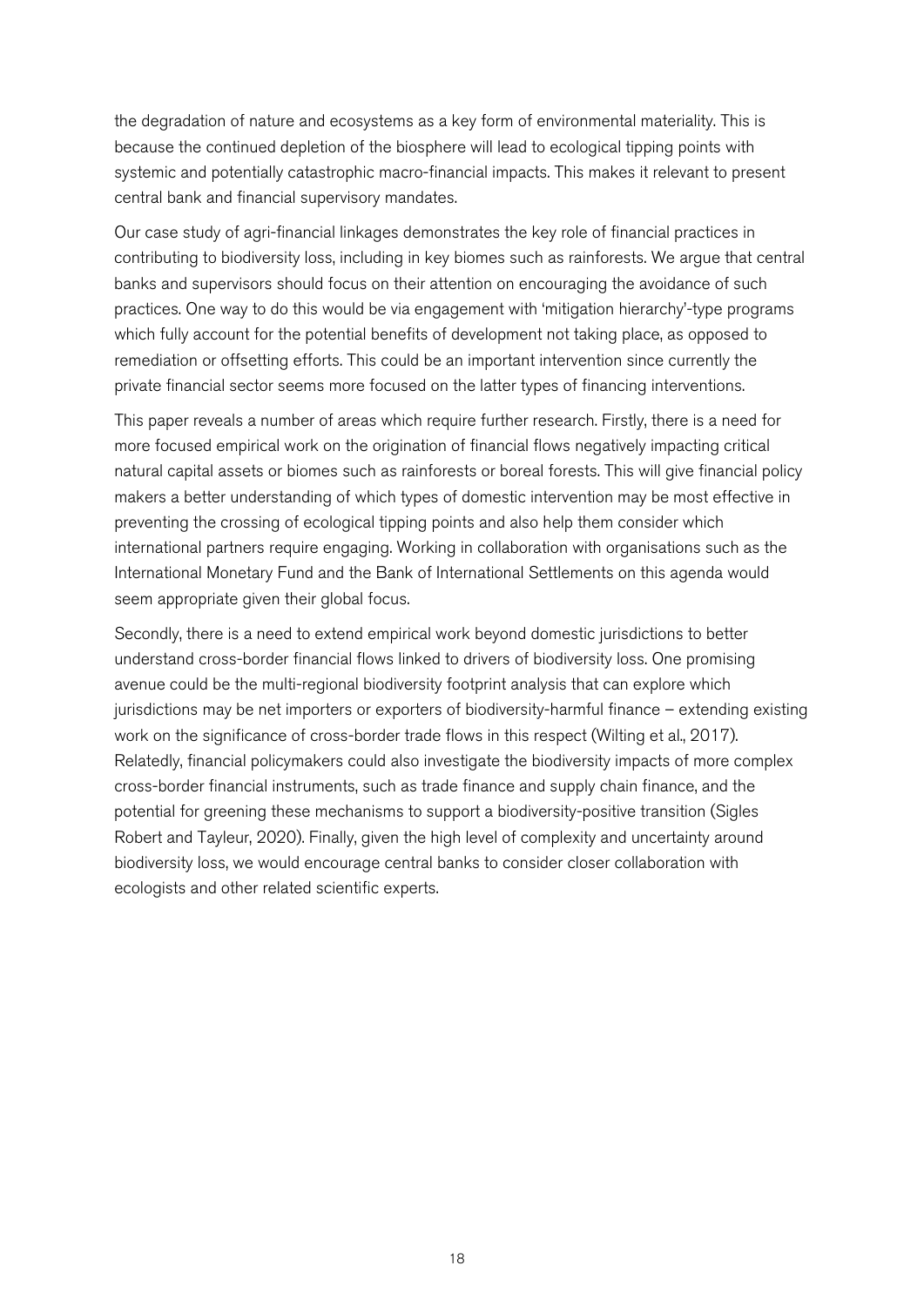the degradation of nature and ecosystems as a key form of environmental materiality. This is because the continued depletion of the biosphere will lead to ecological tipping points with systemic and potentially catastrophic macro-financial impacts. This makes it relevant to present central bank and financial supervisory mandates.

Our case study of agri-financial linkages demonstrates the key role of financial practices in contributing to biodiversity loss, including in key biomes such as rainforests. We argue that central banks and supervisors should focus on their attention on encouraging the avoidance of such practices. One way to do this would be via engagement with 'mitigation hierarchy'-type programs which fully account for the potential benefits of development not taking place, as opposed to remediation or offsetting efforts. This could be an important intervention since currently the private financial sector seems more focused on the latter types of financing interventions.

This paper reveals a number of areas which require further research. Firstly, there is a need for more focused empirical work on the origination of financial flows negatively impacting critical natural capital assets or biomes such as rainforests or boreal forests. This will give financial policy makers a better understanding of which types of domestic intervention may be most effective in preventing the crossing of ecological tipping points and also help them consider which international partners require engaging. Working in collaboration with organisations such as the International Monetary Fund and the Bank of International Settlements on this agenda would seem appropriate given their global focus.

Secondly, there is a need to extend empirical work beyond domestic jurisdictions to better understand cross-border financial flows linked to drivers of biodiversity loss. One promising avenue could be the multi-regional biodiversity footprint analysis that can explore which jurisdictions may be net importers or exporters of biodiversity-harmful finance – extending existing work on the significance of cross-border trade flows in this respect (Wilting et al., 2017). Relatedly, financial policymakers could also investigate the biodiversity impacts of more complex cross-border financial instruments, such as trade finance and supply chain finance, and the potential for greening these mechanisms to support a biodiversity-positive transition (Sigles Robert and Tayleur, 2020). Finally, given the high level of complexity and uncertainty around biodiversity loss, we would encourage central banks to consider closer collaboration with ecologists and other related scientific experts.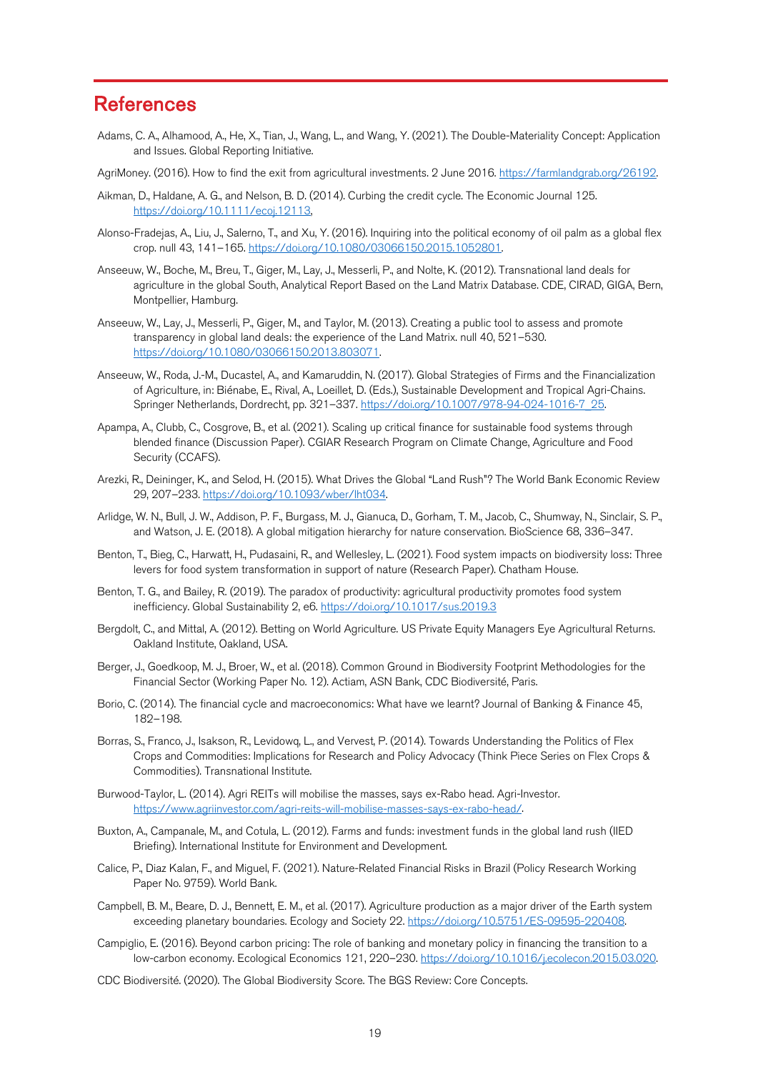# References

Adams, C. A., Alhamood, A., He, X., Tian, J., Wang, L., and Wang, Y. (2021). The Double-Materiality Concept: Application and Issues. Global Reporting Initiative.

AgriMoney. (2016). How to find the exit from agricultural investments. 2 June 2016. https://farmlandgrab.org/26192.

Aikman, D., Haldane, A. G., and Nelson, B. D. (2014). Curbing the credit cycle. The Economic Journal 125. https://doi.org/10.1111/ecoj.12113,

Alonso-Fradejas, A., Liu, J., Salerno, T., and Xu, Y. (2016). Inquiring into the political economy of oil palm as a global flex crop. null 43, 141–165. https://doi.org/10.1080/03066150.2015.1052801.

Anseeuw, W., Boche, M., Breu, T., Giger, M., Lay, J., Messerli, P., and Nolte, K. (2012). Transnational land deals for agriculture in the global South, Analytical Report Based on the Land Matrix Database. CDE, CIRAD, GIGA, Bern, Montpellier, Hamburg.

Anseeuw, W., Lay, J., Messerli, P., Giger, M., and Taylor, M. (2013). Creating a public tool to assess and promote transparency in global land deals: the experience of the Land Matrix. null 40, 521–530. https://doi.org/10.1080/03066150.2013.803071.

Anseeuw, W., Roda, J.-M., Ducastel, A., and Kamaruddin, N. (2017). Global Strategies of Firms and the Financialization of Agriculture, in: Biénabe, E., Rival, A., Loeillet, D. (Eds.), Sustainable Development and Tropical Agri-Chains. Springer Netherlands, Dordrecht, pp. 321–337. https://doi.org/10.1007/978-94-024-1016-7_25.

Apampa, A., Clubb, C., Cosgrove, B., et al. (2021). Scaling up critical finance for sustainable food systems through blended finance (Discussion Paper). CGIAR Research Program on Climate Change, Agriculture and Food Security (CCAFS).

Arezki, R., Deininger, K., and Selod, H. (2015). What Drives the Global "Land Rush"? The World Bank Economic Review 29, 207–233. https://doi.org/10.1093/wber/lht034.

Arlidge, W. N., Bull, J. W., Addison, P. F., Burgass, M. J., Gianuca, D., Gorham, T. M., Jacob, C., Shumway, N., Sinclair, S. P., and Watson, J. E. (2018). A global mitigation hierarchy for nature conservation. BioScience 68, 336–347.

Benton, T., Bieg, C., Harwatt, H., Pudasaini, R., and Wellesley, L. (2021). Food system impacts on biodiversity loss: Three levers for food system transformation in support of nature (Research Paper). Chatham House.

Benton, T. G., and Bailey, R. (2019). The paradox of productivity: agricultural productivity promotes food system inefficiency. Global Sustainability 2, e6. https://doi.org/10.1017/sus.2019.3

Bergdolt, C., and Mittal, A. (2012). Betting on World Agriculture. US Private Equity Managers Eye Agricultural Returns. Oakland Institute, Oakland, USA.

Berger, J., Goedkoop, M. J., Broer, W., et al. (2018). Common Ground in Biodiversity Footprint Methodologies for the Financial Sector (Working Paper No. 12). Actiam, ASN Bank, CDC Biodiversité, Paris.

Borio, C. (2014). The financial cycle and macroeconomics: What have we learnt? Journal of Banking & Finance 45, 182–198.

Borras, S., Franco, J., Isakson, R., Levidowq, L., and Vervest, P. (2014). Towards Understanding the Politics of Flex Crops and Commodities: Implications for Research and Policy Advocacy (Think Piece Series on Flex Crops & Commodities). Transnational Institute.

Burwood-Taylor, L. (2014). Agri REITs will mobilise the masses, says ex-Rabo head. Agri-Investor. https://www.agriinvestor.com/agri-reits-will-mobilise-masses-says-ex-rabo-head/.

Buxton, A., Campanale, M., and Cotula, L. (2012). Farms and funds: investment funds in the global land rush (IIED Briefing). International Institute for Environment and Development.

Calice, P., Diaz Kalan, F., and Miguel, F. (2021). Nature-Related Financial Risks in Brazil (Policy Research Working Paper No. 9759). World Bank.

Campbell, B. M., Beare, D. J., Bennett, E. M., et al. (2017). Agriculture production as a major driver of the Earth system exceeding planetary boundaries. Ecology and Society 22. https://doi.org/10.5751/ES-09595-220408.

Campiglio, E. (2016). Beyond carbon pricing: The role of banking and monetary policy in financing the transition to a low-carbon economy. Ecological Economics 121, 220–230. https://doi.org/10.1016/j.ecolecon.2015.03.020.

CDC Biodiversité. (2020). The Global Biodiversity Score. The BGS Review: Core Concepts.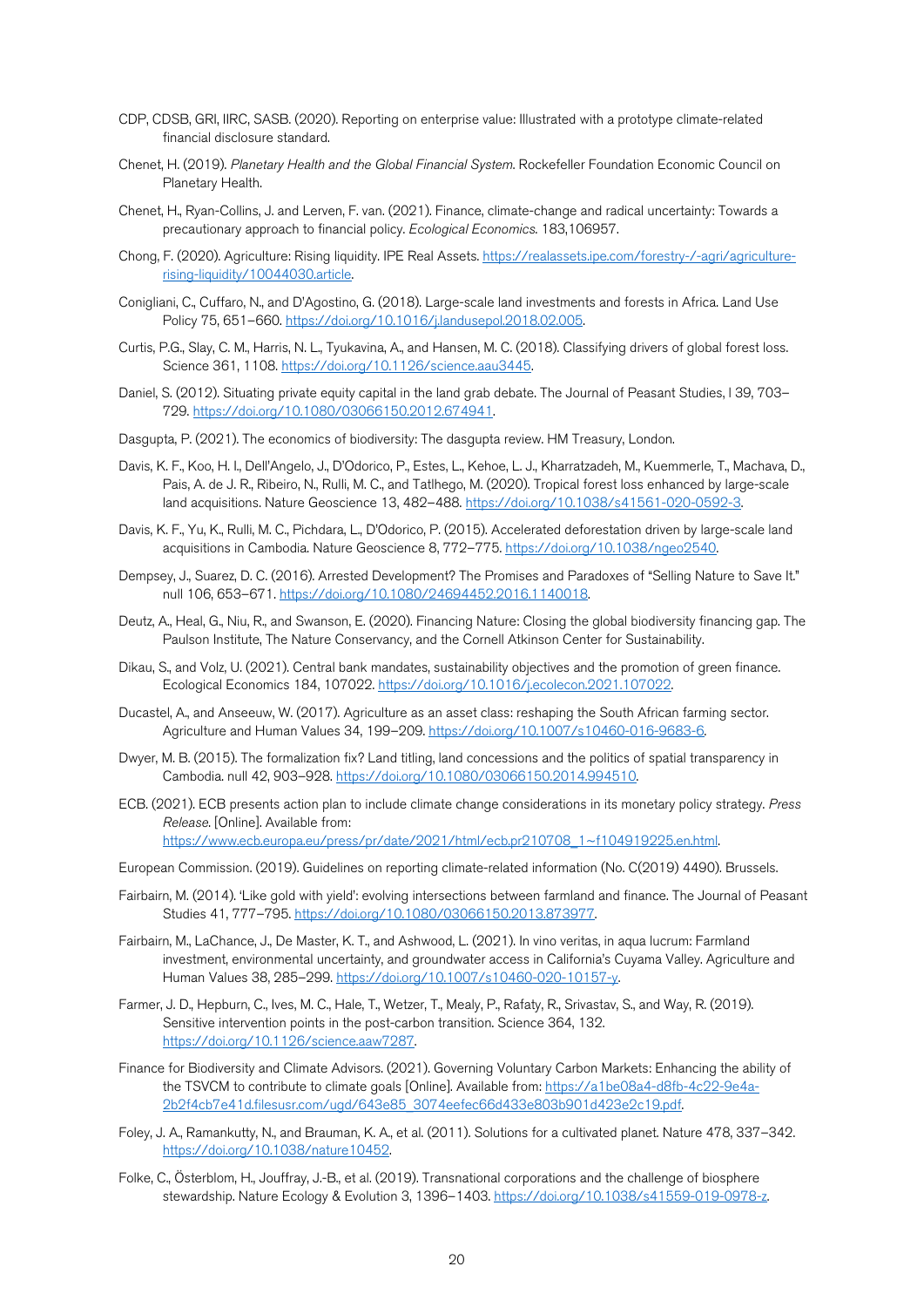CDP, CDSB, GRI, IIRC, SASB. (2020). Reporting on enterprise value: Illustrated with a prototype climate-related financial disclosure standard.

Chenet, H. (2019). *Planetary Health and the Global Financial System*. Rockefeller Foundation Economic Council on Planetary Health.

Chenet, H., Ryan-Collins, J. and Lerven, F. van. (2021). Finance, climate-change and radical uncertainty: Towards a precautionary approach to financial policy. *Ecological Economics*. 183,106957.

Chong, F. (2020). Agriculture: Rising liquidity. IPE Real Assets. https://realassets.ipe.com/forestry-/-agri/agriculture-rising-liquidity/10044030.article.

Conigliani, C., Cuffaro, N., and D'Agostino, G. (2018). Large-scale land investments and forests in Africa. Land Use Policy 75, 651–660. https://doi.org/10.1016/j.landusepol.2018.02.005.

Curtis, P.G., Slay, C. M., Harris, N. L., Tyukavina, A., and Hansen, M. C. (2018). Classifying drivers of global forest loss. Science 361, 1108. https://doi.org/10.1126/science.aau3445.

Daniel, S. (2012). Situating private equity capital in the land grab debate. The Journal of Peasant Studies, l 39, 703–729. https://doi.org/10.1080/03066150.2012.674941.

Dasgupta, P. (2021). The economics of biodiversity: The dasgupta review. HM Treasury, London.

Davis, K. F., Koo, H. I., Dell'Angelo, J., D'Odorico, P., Estes, L., Kehoe, L. J., Kharratzadeh, M., Kuemmerle, T., Machava, D., Pais, A. de J. R., Ribeiro, N., Rulli, M. C., and Tatlhego, M. (2020). Tropical forest loss enhanced by large-scale land acquisitions. Nature Geoscience 13, 482–488. https://doi.org/10.1038/s41561-020-0592-3.

Davis, K. F., Yu, K., Rulli, M. C., Pichdara, L., D'Odorico, P. (2015). Accelerated deforestation driven by large-scale land acquisitions in Cambodia. Nature Geoscience 8, 772–775. https://doi.org/10.1038/ngeo2540.

Dempsey, J., Suarez, D. C. (2016). Arrested Development? The Promises and Paradoxes of "Selling Nature to Save It." null 106, 653–671. https://doi.org/10.1080/24694452.2016.1140018.

Deutz, A., Heal, G., Niu, R., and Swanson, E. (2020). Financing Nature: Closing the global biodiversity financing gap. The Paulson Institute, The Nature Conservancy, and the Cornell Atkinson Center for Sustainability.

Dikau, S., and Volz, U. (2021). Central bank mandates, sustainability objectives and the promotion of green finance. Ecological Economics 184, 107022. https://doi.org/10.1016/j.ecolecon.2021.107022.

Ducastel, A., and Anseeuw, W. (2017). Agriculture as an asset class: reshaping the South African farming sector. Agriculture and Human Values 34, 199–209. https://doi.org/10.1007/s10460-016-9683-6.

Dwyer, M. B. (2015). The formalization fix? Land titling, land concessions and the politics of spatial transparency in Cambodia. null 42, 903–928. https://doi.org/10.1080/03066150.2014.994510.

ECB. (2021). ECB presents action plan to include climate change considerations in its monetary policy strategy. *Press Release*. [Online]. Available from: https://www.ecb.europa.eu/press/pr/date/2021/html/ecb.pr210708_1~f104919225.en.html.

European Commission. (2019). Guidelines on reporting climate-related information (No. C(2019) 4490). Brussels.

Fairbairn, M. (2014). 'Like gold with yield': evolving intersections between farmland and finance. The Journal of Peasant Studies 41, 777–795. https://doi.org/10.1080/03066150.2013.873977.

Fairbairn, M., LaChance, J., De Master, K. T., and Ashwood, L. (2021). In vino veritas, in aqua lucrum: Farmland investment, environmental uncertainty, and groundwater access in California's Cuyama Valley. Agriculture and Human Values 38, 285–299. https://doi.org/10.1007/s10460-020-10157-y.

Farmer, J. D., Hepburn, C., Ives, M. C., Hale, T., Wetzer, T., Mealy, P., Rafaty, R., Srivastav, S., and Way, R. (2019). Sensitive intervention points in the post-carbon transition. Science 364, 132. https://doi.org/10.1126/science.aaw7287.

Finance for Biodiversity and Climate Advisors. (2021). Governing Voluntary Carbon Markets: Enhancing the ability of the TSVCM to contribute to climate goals [Online]. Available from: https://a1be08a4-d8fb-4c22-9e4a-2b2f4cb7e41d.filesusr.com/ugd/643e85_3074eefec66d433e803b901d423e2c19.pdf.

Foley, J. A., Ramankutty, N., and Brauman, K. A., et al. (2011). Solutions for a cultivated planet. Nature 478, 337–342. https://doi.org/10.1038/nature10452.

Folke, C., Österblom, H., Jouffray, J.-B., et al. (2019). Transnational corporations and the challenge of biosphere stewardship. Nature Ecology & Evolution 3, 1396–1403. https://doi.org/10.1038/s41559-019-0978-z.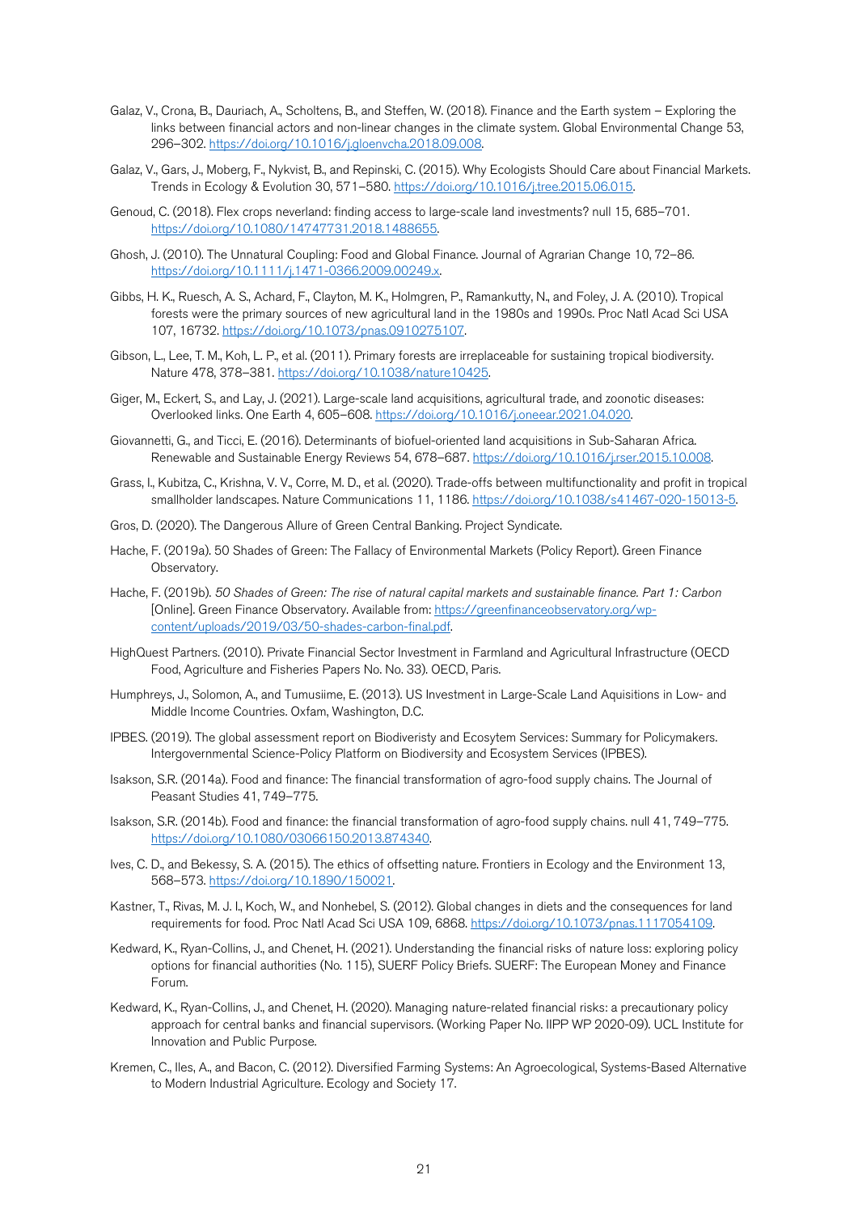Galaz, V., Crona, B., Dauriach, A., Scholtens, B., and Steffen, W. (2018). Finance and the Earth system – Exploring the links between financial actors and non-linear changes in the climate system. Global Environmental Change 53, 296–302. https://doi.org/10.1016/j.gloenvcha.2018.09.008.

Galaz, V., Gars, J., Moberg, F., Nykvist, B., and Repinski, C. (2015). Why Ecologists Should Care about Financial Markets. Trends in Ecology & Evolution 30, 571–580. https://doi.org/10.1016/j.tree.2015.06.015.

Genoud, C. (2018). Flex crops neverland: finding access to large-scale land investments? null 15, 685–701. https://doi.org/10.1080/14747731.2018.1488655.

Ghosh, J. (2010). The Unnatural Coupling: Food and Global Finance. Journal of Agrarian Change 10, 72–86. https://doi.org/10.1111/j.1471-0366.2009.00249.x.

Gibbs, H. K., Ruesch, A. S., Achard, F., Clayton, M. K., Holmgren, P., Ramankutty, N., and Foley, J. A. (2010). Tropical forests were the primary sources of new agricultural land in the 1980s and 1990s. Proc Natl Acad Sci USA 107, 16732. https://doi.org/10.1073/pnas.0910275107.

Gibson, L., Lee, T. M., Koh, L. P., et al. (2011). Primary forests are irreplaceable for sustaining tropical biodiversity. Nature 478, 378–381. https://doi.org/10.1038/nature10425.

Giger, M., Eckert, S., and Lay, J. (2021). Large-scale land acquisitions, agricultural trade, and zoonotic diseases: Overlooked links. One Earth 4, 605–608. https://doi.org/10.1016/j.oneear.2021.04.020.

Giovannetti, G., and Ticci, E. (2016). Determinants of biofuel-oriented land acquisitions in Sub-Saharan Africa. Renewable and Sustainable Energy Reviews 54, 678–687. https://doi.org/10.1016/j.rser.2015.10.008.

Grass, I., Kubitza, C., Krishna, V. V., Corre, M. D., et al. (2020). Trade-offs between multifunctionality and profit in tropical smallholder landscapes. Nature Communications 11, 1186. https://doi.org/10.1038/s41467-020-15013-5.

Gros, D. (2020). The Dangerous Allure of Green Central Banking. Project Syndicate.

Hache, F. (2019a). 50 Shades of Green: The Fallacy of Environmental Markets (Policy Report). Green Finance Observatory.

Hache, F. (2019b). *50 Shades of Green: The rise of natural capital markets and sustainable finance. Part 1: Carbon* [Online]. Green Finance Observatory. Available from: https://greenfinanceobservatory.org/wp-content/uploads/2019/03/50-shades-carbon-final.pdf.

HighQuest Partners. (2010). Private Financial Sector Investment in Farmland and Agricultural Infrastructure (OECD Food, Agriculture and Fisheries Papers No. No. 33). OECD, Paris.

Humphreys, J., Solomon, A., and Tumusiime, E. (2013). US Investment in Large-Scale Land Aquisitions in Low- and Middle Income Countries. Oxfam, Washington, D.C.

IPBES. (2019). The global assessment report on Biodiveristy and Ecosytem Services: Summary for Policymakers. Intergovernmental Science-Policy Platform on Biodiversity and Ecosystem Services (IPBES).

Isakson, S.R. (2014a). Food and finance: The financial transformation of agro-food supply chains. The Journal of Peasant Studies 41, 749–775.

Isakson, S.R. (2014b). Food and finance: the financial transformation of agro-food supply chains. null 41, 749–775. https://doi.org/10.1080/03066150.2013.874340.

Ives, C. D., and Bekessy, S. A. (2015). The ethics of offsetting nature. Frontiers in Ecology and the Environment 13, 568–573. https://doi.org/10.1890/150021.

Kastner, T., Rivas, M. J. I., Koch, W., and Nonhebel, S. (2012). Global changes in diets and the consequences for land requirements for food. Proc Natl Acad Sci USA 109, 6868. https://doi.org/10.1073/pnas.1117054109.

Kedward, K., Ryan-Collins, J., and Chenet, H. (2021). Understanding the financial risks of nature loss: exploring policy options for financial authorities (No. 115), SUERF Policy Briefs. SUERF: The European Money and Finance Forum.

Kedward, K., Ryan-Collins, J., and Chenet, H. (2020). Managing nature-related financial risks: a precautionary policy approach for central banks and financial supervisors. (Working Paper No. IIPP WP 2020-09). UCL Institute for Innovation and Public Purpose.

Kremen, C., Iles, A., and Bacon, C. (2012). Diversified Farming Systems: An Agroecological, Systems-Based Alternative to Modern Industrial Agriculture. Ecology and Society 17.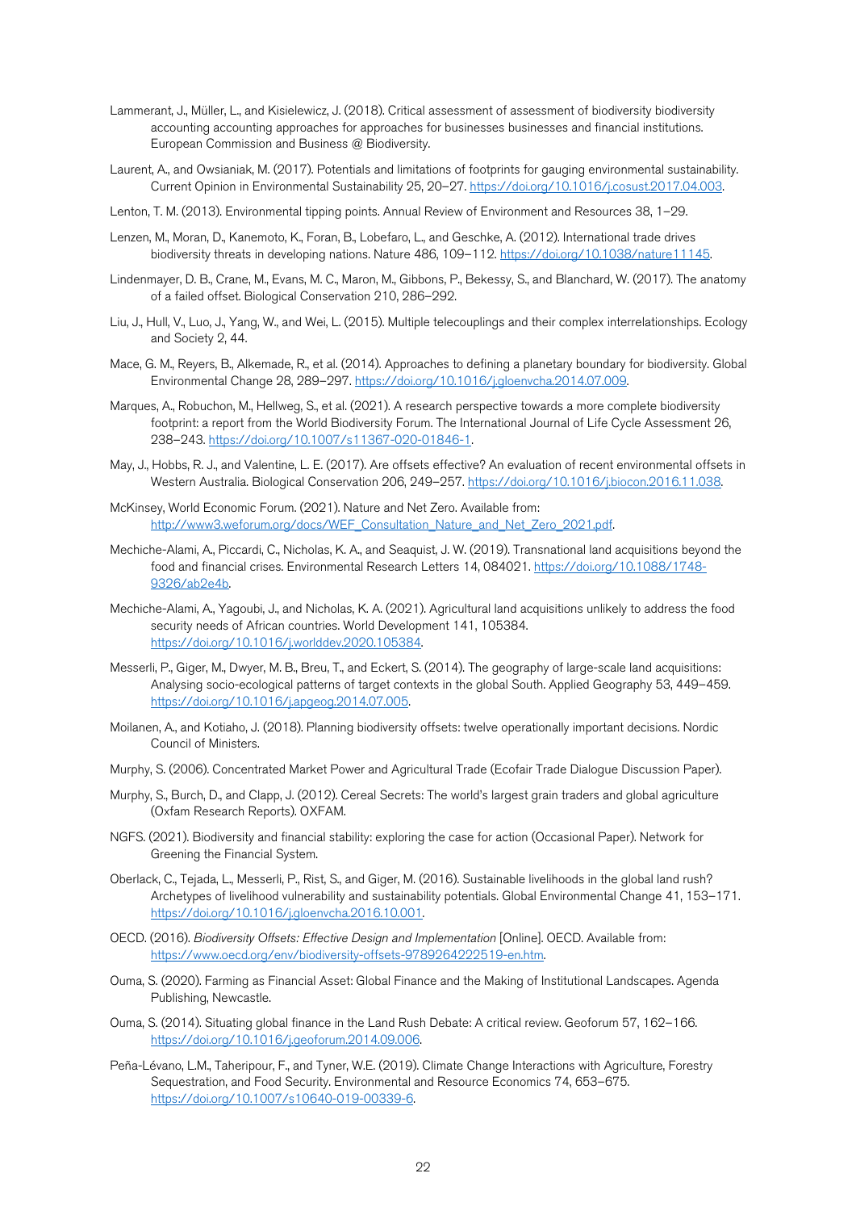Lammerant, J., Müller, L., and Kisielewicz, J. (2018). Critical assessment of assessment of biodiversity biodiversity accounting accounting approaches for approaches for businesses businesses and financial institutions. European Commission and Business @ Biodiversity.

Laurent, A., and Owsianiak, M. (2017). Potentials and limitations of footprints for gauging environmental sustainability. Current Opinion in Environmental Sustainability 25, 20–27. https://doi.org/10.1016/j.cosust.2017.04.003.

Lenton, T. M. (2013). Environmental tipping points. Annual Review of Environment and Resources 38, 1–29.

Lenzen, M., Moran, D., Kanemoto, K., Foran, B., Lobefaro, L., and Geschke, A. (2012). International trade drives biodiversity threats in developing nations. Nature 486, 109–112. https://doi.org/10.1038/nature11145.

Lindenmayer, D. B., Crane, M., Evans, M. C., Maron, M., Gibbons, P., Bekessy, S., and Blanchard, W. (2017). The anatomy of a failed offset. Biological Conservation 210, 286–292.

Liu, J., Hull, V., Luo, J., Yang, W., and Wei, L. (2015). Multiple telecouplings and their complex interrelationships. Ecology and Society 2, 44.

Mace, G. M., Reyers, B., Alkemade, R., et al. (2014). Approaches to defining a planetary boundary for biodiversity. Global Environmental Change 28, 289–297. https://doi.org/10.1016/j.gloenvcha.2014.07.009.

Marques, A., Robuchon, M., Hellweg, S., et al. (2021). A research perspective towards a more complete biodiversity footprint: a report from the World Biodiversity Forum. The International Journal of Life Cycle Assessment 26, 238–243. https://doi.org/10.1007/s11367-020-01846-1.

May, J., Hobbs, R. J., and Valentine, L. E. (2017). Are offsets effective? An evaluation of recent environmental offsets in Western Australia. Biological Conservation 206, 249–257. https://doi.org/10.1016/j.biocon.2016.11.038.

McKinsey, World Economic Forum. (2021). Nature and Net Zero. Available from: http://www3.weforum.org/docs/WEF_Consultation_Nature_and_Net_Zero_2021.pdf.

Mechiche-Alami, A., Piccardi, C., Nicholas, K. A., and Seaquist, J. W. (2019). Transnational land acquisitions beyond the food and financial crises. Environmental Research Letters 14, 084021. https://doi.org/10.1088/1748-9326/ab2e4b.

Mechiche-Alami, A., Yagoubi, J., and Nicholas, K. A. (2021). Agricultural land acquisitions unlikely to address the food security needs of African countries. World Development 141, 105384. https://doi.org/10.1016/j.worlddev.2020.105384.

Messerli, P., Giger, M., Dwyer, M. B., Breu, T., and Eckert, S. (2014). The geography of large-scale land acquisitions: Analysing socio-ecological patterns of target contexts in the global South. Applied Geography 53, 449–459. https://doi.org/10.1016/j.apgeog.2014.07.005.

Moilanen, A., and Kotiaho, J. (2018). Planning biodiversity offsets: twelve operationally important decisions. Nordic Council of Ministers.

Murphy, S. (2006). Concentrated Market Power and Agricultural Trade (Ecofair Trade Dialogue Discussion Paper).

Murphy, S., Burch, D., and Clapp, J. (2012). Cereal Secrets: The world's largest grain traders and global agriculture (Oxfam Research Reports). OXFAM.

NGFS. (2021). Biodiversity and financial stability: exploring the case for action (Occasional Paper). Network for Greening the Financial System.

Oberlack, C., Tejada, L., Messerli, P., Rist, S., and Giger, M. (2016). Sustainable livelihoods in the global land rush? Archetypes of livelihood vulnerability and sustainability potentials. Global Environmental Change 41, 153–171. https://doi.org/10.1016/j.gloenvcha.2016.10.001.

OECD. (2016). *Biodiversity Offsets: Effective Design and Implementation* [Online]. OECD. Available from: https://www.oecd.org/env/biodiversity-offsets-9789264222519-en.htm.

Ouma, S. (2020). Farming as Financial Asset: Global Finance and the Making of Institutional Landscapes. Agenda Publishing, Newcastle.

Ouma, S. (2014). Situating global finance in the Land Rush Debate: A critical review. Geoforum 57, 162–166. https://doi.org/10.1016/j.geoforum.2014.09.006.

Peña-Lévano, L.M., Taheripour, F., and Tyner, W.E. (2019). Climate Change Interactions with Agriculture, Forestry Sequestration, and Food Security. Environmental and Resource Economics 74, 653–675. https://doi.org/10.1007/s10640-019-00339-6.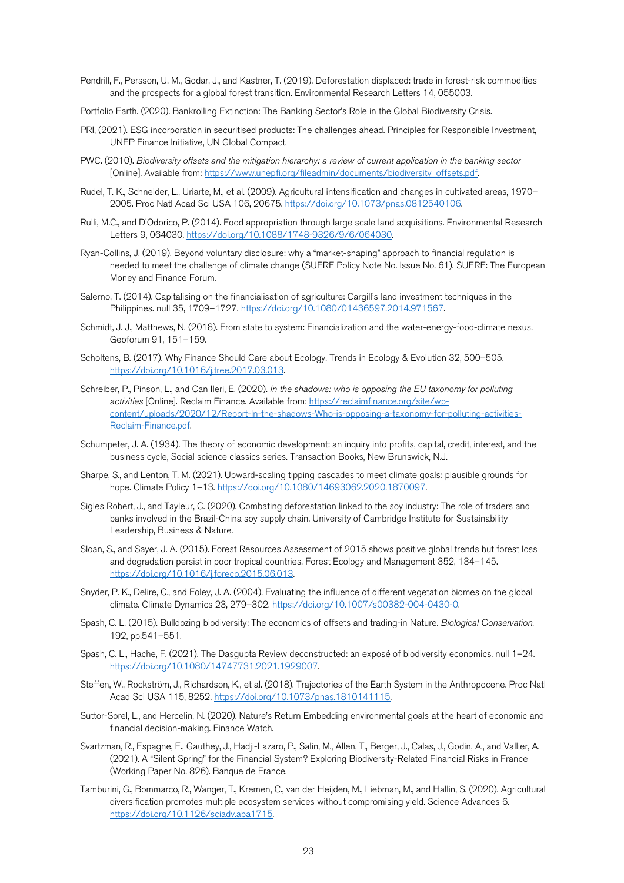Pendrill, F., Persson, U. M., Godar, J., and Kastner, T. (2019). Deforestation displaced: trade in forest-risk commodities and the prospects for a global forest transition. Environmental Research Letters 14, 055003.

Portfolio Earth. (2020). Bankrolling Extinction: The Banking Sector's Role in the Global Biodiversity Crisis.

PRI, (2021). ESG incorporation in securitised products: The challenges ahead. Principles for Responsible Investment, UNEP Finance Initiative, UN Global Compact.

PWC. (2010). *Biodiversity offsets and the mitigation hierarchy: a review of current application in the banking sector* [Online]. Available from: https://www.unepfi.org/fileadmin/documents/biodiversity_offsets.pdf.

Rudel, T. K., Schneider, L., Uriarte, M., et al. (2009). Agricultural intensification and changes in cultivated areas, 1970–2005. Proc Natl Acad Sci USA 106, 20675. https://doi.org/10.1073/pnas.0812540106.

Rulli, M.C., and D'Odorico, P. (2014). Food appropriation through large scale land acquisitions. Environmental Research Letters 9, 064030. https://doi.org/10.1088/1748-9326/9/6/064030.

Ryan-Collins, J. (2019). Beyond voluntary disclosure: why a "market-shaping" approach to financial regulation is needed to meet the challenge of climate change (SUERF Policy Note No. Issue No. 61). SUERF: The European Money and Finance Forum.

Salerno, T. (2014). Capitalising on the financialisation of agriculture: Cargill's land investment techniques in the Philippines. null 35, 1709–1727. https://doi.org/10.1080/01436597.2014.971567.

Schmidt, J. J., Matthews, N. (2018). From state to system: Financialization and the water-energy-food-climate nexus. Geoforum 91, 151–159.

Scholtens, B. (2017). Why Finance Should Care about Ecology. Trends in Ecology & Evolution 32, 500–505. https://doi.org/10.1016/j.tree.2017.03.013.

Schreiber, P., Pinson, L., and Can Ileri, E. (2020). *In the shadows: who is opposing the EU taxonomy for polluting activities* [Online]. Reclaim Finance. Available from: https://reclaimfinance.org/site/wp-content/uploads/2020/12/Report-In-the-shadows-Who-is-opposing-a-taxonomy-for-polluting-activities-Reclaim-Finance.pdf.

Schumpeter, J. A. (1934). The theory of economic development: an inquiry into profits, capital, credit, interest, and the business cycle, Social science classics series. Transaction Books, New Brunswick, N.J.

Sharpe, S., and Lenton, T. M. (2021). Upward-scaling tipping cascades to meet climate goals: plausible grounds for hope. Climate Policy 1–13. https://doi.org/10.1080/14693062.2020.1870097.

Sigles Robert, J., and Tayleur, C. (2020). Combating deforestation linked to the soy industry: The role of traders and banks involved in the Brazil-China soy supply chain. University of Cambridge Institute for Sustainability Leadership, Business & Nature.

Sloan, S., and Sayer, J. A. (2015). Forest Resources Assessment of 2015 shows positive global trends but forest loss and degradation persist in poor tropical countries. Forest Ecology and Management 352, 134–145. https://doi.org/10.1016/j.foreco.2015.06.013.

Snyder, P. K., Delire, C., and Foley, J. A. (2004). Evaluating the influence of different vegetation biomes on the global climate. Climate Dynamics 23, 279–302. https://doi.org/10.1007/s00382-004-0430-0.

Spash, C. L. (2015). Bulldozing biodiversity: The economics of offsets and trading-in Nature. *Biological Conservation*. 192, pp.541–551.

Spash, C. L., Hache, F. (2021). The Dasgupta Review deconstructed: an exposé of biodiversity economics. null 1–24. https://doi.org/10.1080/14747731.2021.1929007.

Steffen, W., Rockström, J., Richardson, K., et al. (2018). Trajectories of the Earth System in the Anthropocene. Proc Natl Acad Sci USA 115, 8252. https://doi.org/10.1073/pnas.1810141115.

Suttor-Sorel, L., and Hercelin, N. (2020). Nature's Return Embedding environmental goals at the heart of economic and financial decision-making. Finance Watch.

Svartzman, R., Espagne, E., Gauthey, J., Hadji-Lazaro, P., Salin, M., Allen, T., Berger, J., Calas, J., Godin, A., and Vallier, A. (2021). A "Silent Spring" for the Financial System? Exploring Biodiversity-Related Financial Risks in France (Working Paper No. 826). Banque de France.

Tamburini, G., Bommarco, R., Wanger, T., Kremen, C., van der Heijden, M., Liebman, M., and Hallin, S. (2020). Agricultural diversification promotes multiple ecosystem services without compromising yield. Science Advances 6. https://doi.org/10.1126/sciadv.aba1715.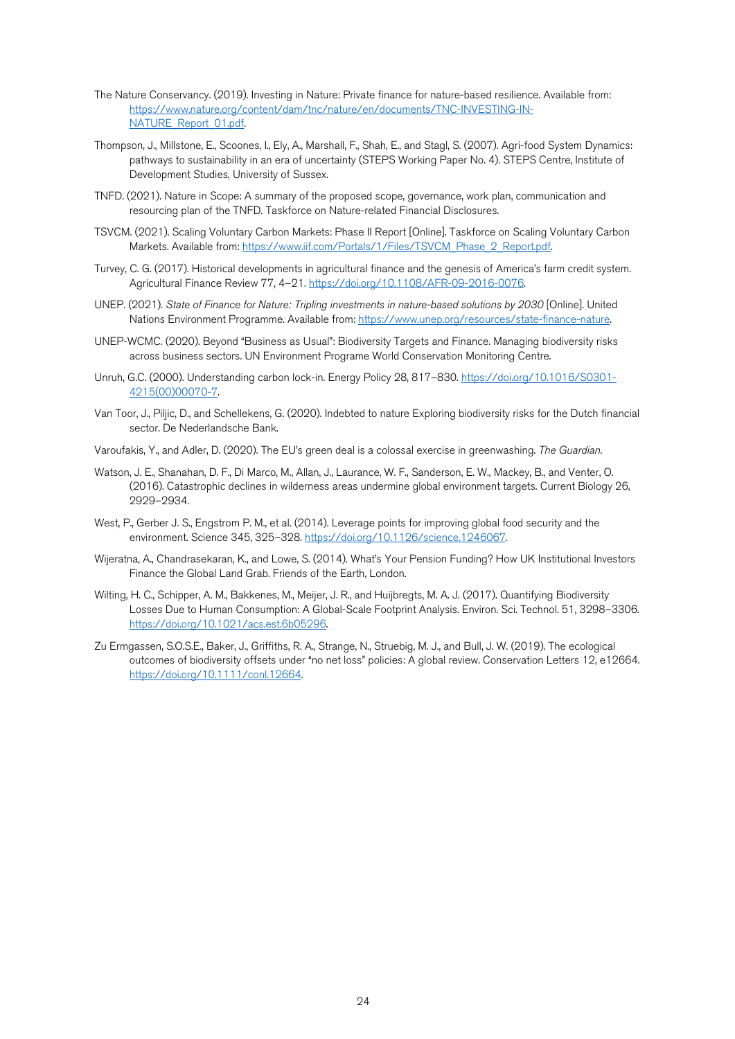The Nature Conservancy. (2019). Investing in Nature: Private finance for nature-based resilience. Available from: https://www.nature.org/content/dam/tnc/nature/en/documents/TNC-INVESTING-IN-NATURE_Report_01.pdf.

Thompson, J., Millstone, E., Scoones, I., Ely, A., Marshall, F., Shah, E., and Stagl, S. (2007). Agri-food System Dynamics: pathways to sustainability in an era of uncertainty (STEPS Working Paper No. 4). STEPS Centre, Institute of Development Studies, University of Sussex.

TNFD. (2021). Nature in Scope: A summary of the proposed scope, governance, work plan, communication and resourcing plan of the TNFD. Taskforce on Nature-related Financial Disclosures.

TSVCM. (2021). Scaling Voluntary Carbon Markets: Phase II Report [Online]. Taskforce on Scaling Voluntary Carbon Markets. Available from: https://www.iif.com/Portals/1/Files/TSVCM_Phase_2_Report.pdf.

Turvey, C. G. (2017). Historical developments in agricultural finance and the genesis of America's farm credit system. Agricultural Finance Review 77, 4–21. https://doi.org/10.1108/AFR-09-2016-0076.

UNEP. (2021). *State of Finance for Nature: Tripling investments in nature-based solutions by 2030* [Online]. United Nations Environment Programme. Available from: https://www.unep.org/resources/state-finance-nature.

UNEP-WCMC. (2020). Beyond "Business as Usual": Biodiversity Targets and Finance. Managing biodiversity risks across business sectors. UN Environment Programe World Conservation Monitoring Centre.

Unruh, G.C. (2000). Understanding carbon lock-in. Energy Policy 28, 817–830. https://doi.org/10.1016/S0301-4215(00)00070-7.

Van Toor, J., Piljic, D., and Schellekens, G. (2020). Indebted to nature Exploring biodiversity risks for the Dutch financial sector. De Nederlandsche Bank.

Varoufakis, Y., and Adler, D. (2020). The EU's green deal is a colossal exercise in greenwashing. *The Guardian*.

Watson, J. E., Shanahan, D. F., Di Marco, M., Allan, J., Laurance, W. F., Sanderson, E. W., Mackey, B., and Venter, O. (2016). Catastrophic declines in wilderness areas undermine global environment targets. Current Biology 26, 2929–2934.

West, P., Gerber J. S., Engstrom P. M., et al. (2014). Leverage points for improving global food security and the environment. Science 345, 325–328. https://doi.org/10.1126/science.1246067.

Wijeratna, A., Chandrasekaran, K., and Lowe, S. (2014). What's Your Pension Funding? How UK Institutional Investors Finance the Global Land Grab. Friends of the Earth, London.

Wilting, H. C., Schipper, A. M., Bakkenes, M., Meijer, J. R., and Huijbregts, M. A. J. (2017). Quantifying Biodiversity Losses Due to Human Consumption: A Global-Scale Footprint Analysis. Environ. Sci. Technol. 51, 3298–3306. https://doi.org/10.1021/acs.est.6b05296.

Zu Ermgassen, S.O.S.E., Baker, J., Griffiths, R. A., Strange, N., Struebig, M. J., and Bull, J. W. (2019). The ecological outcomes of biodiversity offsets under "no net loss" policies: A global review. Conservation Letters 12, e12664. https://doi.org/10.1111/conl.12664.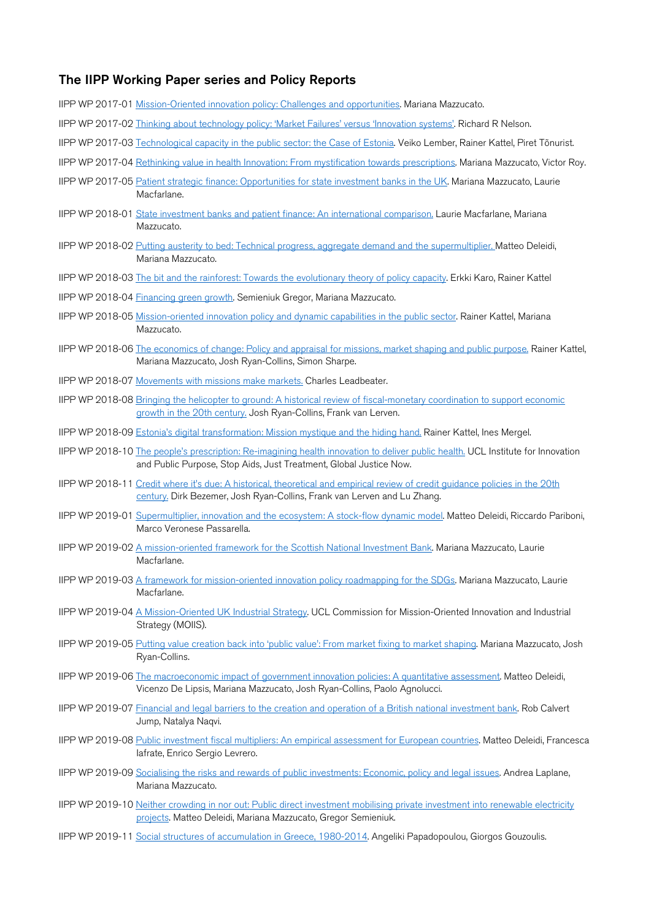## The IIPP Working Paper series and Policy Reports

IIPP WP 2017-01 Mission-Oriented innovation policy: Challenges and opportunities. Mariana Mazzucato.

IIPP WP 2017-02 Thinking about technology policy: 'Market Failures' versus 'Innovation systems'. Richard R Nelson.

IIPP WP 2017-03 Technological capacity in the public sector: the Case of Estonia. Veiko Lember, Rainer Kattel, Piret Tõnurist.

IIPP WP 2017-04 Rethinking value in health Innovation: From mystification towards prescriptions. Mariana Mazzucato, Victor Roy.

IIPP WP 2017-05 Patient strategic finance: Opportunities for state investment banks in the UK. Mariana Mazzucato, Laurie Macfarlane.

IIPP WP 2018-01 State investment banks and patient finance: An international comparison. Laurie Macfarlane, Mariana Mazzucato.

IIPP WP 2018-02 Putting austerity to bed: Technical progress, aggregate demand and the supermultiplier. Matteo Deleidi, Mariana Mazzucato.

IIPP WP 2018-03 The bit and the rainforest: Towards the evolutionary theory of policy capacity. Erkki Karo, Rainer Kattel

IIPP WP 2018-04 Financing green growth. Semieniuk Gregor, Mariana Mazzucato.

IIPP WP 2018-05 Mission-oriented innovation policy and dynamic capabilities in the public sector. Rainer Kattel, Mariana Mazzucato.

IIPP WP 2018-06 The economics of change: Policy and appraisal for missions, market shaping and public purpose. Rainer Kattel, Mariana Mazzucato, Josh Ryan-Collins, Simon Sharpe.

IIPP WP 2018-07 Movements with missions make markets. Charles Leadbeater.

IIPP WP 2018-08 Bringing the helicopter to ground: A historical review of fiscal-monetary coordination to support economic growth in the 20th century. Josh Ryan-Collins, Frank van Lerven.

IIPP WP 2018-09 Estonia's digital transformation: Mission mystique and the hiding hand. Rainer Kattel, Ines Mergel.

IIPP WP 2018-10 The people's prescription: Re-imagining health innovation to deliver public health. UCL Institute for Innovation and Public Purpose, Stop Aids, Just Treatment, Global Justice Now.

IIPP WP 2018-11 Credit where it's due: A historical, theoretical and empirical review of credit guidance policies in the 20th century. Dirk Bezemer, Josh Ryan-Collins, Frank van Lerven and Lu Zhang.

IIPP WP 2019-01 Supermultiplier, innovation and the ecosystem: A stock-flow dynamic model. Matteo Deleidi, Riccardo Pariboni, Marco Veronese Passarella.

IIPP WP 2019-02 A mission-oriented framework for the Scottish National Investment Bank. Mariana Mazzucato, Laurie Macfarlane.

IIPP WP 2019-03 A framework for mission-oriented innovation policy roadmapping for the SDGs. Mariana Mazzucato, Laurie Macfarlane.

IIPP WP 2019-04 A Mission-Oriented UK Industrial Strategy. UCL Commission for Mission-Oriented Innovation and Industrial Strategy (MOIIS).

IIPP WP 2019-05 Putting value creation back into 'public value': From market fixing to market shaping. Mariana Mazzucato, Josh Ryan-Collins.

IIPP WP 2019-06 The macroeconomic impact of government innovation policies: A quantitative assessment. Matteo Deleidi, Vicenzo De Lipsis, Mariana Mazzucato, Josh Ryan-Collins, Paolo Agnolucci.

IIPP WP 2019-07 Financial and legal barriers to the creation and operation of a British national investment bank. Rob Calvert Jump, Natalya Naqvi.

IIPP WP 2019-08 Public investment fiscal multipliers: An empirical assessment for European countries. Matteo Deleidi, Francesca Iafrate, Enrico Sergio Levrero.

IIPP WP 2019-09 Socialising the risks and rewards of public investments: Economic, policy and legal issues. Andrea Laplane, Mariana Mazzucato.

IIPP WP 2019-10 Neither crowding in nor out: Public direct investment mobilising private investment into renewable electricity projects. Matteo Deleidi, Mariana Mazzucato, Gregor Semieniuk.

IIPP WP 2019-11 Social structures of accumulation in Greece, 1980-2014. Angeliki Papadopoulou, Giorgos Gouzoulis.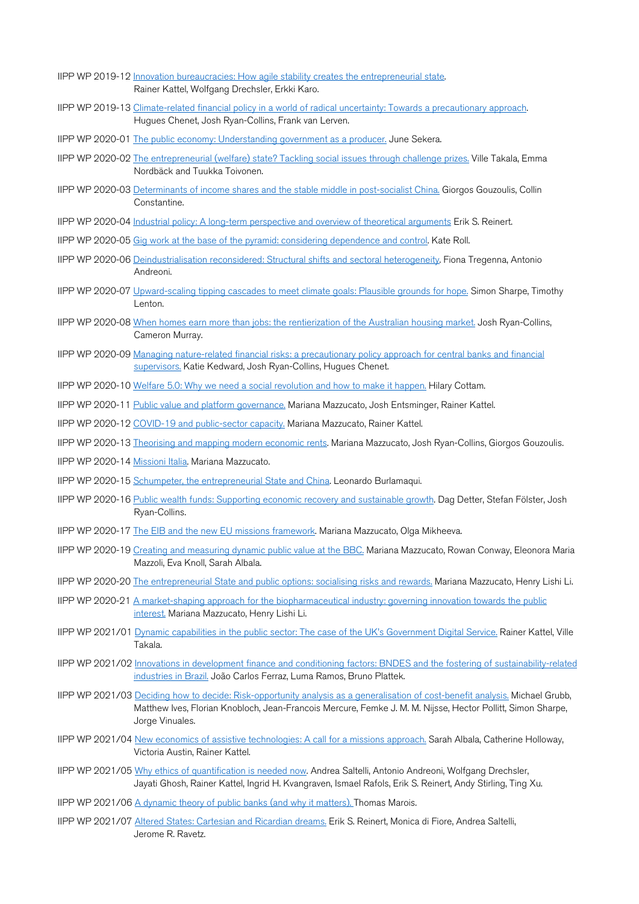IIPP WP 2019-12 Innovation bureaucracies: How agile stability creates the entrepreneurial state. Rainer Kattel, Wolfgang Drechsler, Erkki Karo.

IIPP WP 2019-13 Climate-related financial policy in a world of radical uncertainty: Towards a precautionary approach. Hugues Chenet, Josh Ryan-Collins, Frank van Lerven.

IIPP WP 2020-01 The public economy: Understanding government as a producer. June Sekera.

IIPP WP 2020-02 The entrepreneurial (welfare) state? Tackling social issues through challenge prizes. Ville Takala, Emma Nordbäck and Tuukka Toivonen.

IIPP WP 2020-03 Determinants of income shares and the stable middle in post-socialist China. Giorgos Gouzoulis, Collin Constantine.

IIPP WP 2020-04 Industrial policy: A long-term perspective and overview of theoretical arguments Erik S. Reinert.

IIPP WP 2020-05 Gig work at the base of the pyramid: considering dependence and control. Kate Roll.

IIPP WP 2020-06 Deindustrialisation reconsidered: Structural shifts and sectoral heterogeneity. Fiona Tregenna, Antonio Andreoni.

IIPP WP 2020-07 Upward-scaling tipping cascades to meet climate goals: Plausible grounds for hope. Simon Sharpe, Timothy Lenton.

IIPP WP 2020-08 When homes earn more than jobs: the rentierization of the Australian housing market. Josh Ryan-Collins, Cameron Murray.

IIPP WP 2020-09 Managing nature-related financial risks: a precautionary policy approach for central banks and financial supervisors. Katie Kedward, Josh Ryan-Collins, Hugues Chenet.

IIPP WP 2020-10 Welfare 5.0: Why we need a social revolution and how to make it happen. Hilary Cottam.

IIPP WP 2020-11 Public value and platform governance. Mariana Mazzucato, Josh Entsminger, Rainer Kattel.

IIPP WP 2020-12 COVID-19 and public-sector capacity. Mariana Mazzucato, Rainer Kattel.

IIPP WP 2020-13 Theorising and mapping modern economic rents. Mariana Mazzucato, Josh Ryan-Collins, Giorgos Gouzoulis.

IIPP WP 2020-14 Missioni Italia. Mariana Mazzucato.

IIPP WP 2020-15 Schumpeter, the entrepreneurial State and China. Leonardo Burlamaqui.

IIPP WP 2020-16 Public wealth funds: Supporting economic recovery and sustainable growth. Dag Detter, Stefan Fölster, Josh Ryan-Collins.

IIPP WP 2020-17 The EIB and the new EU missions framework. Mariana Mazzucato, Olga Mikheeva.

IIPP WP 2020-19 Creating and measuring dynamic public value at the BBC. Mariana Mazzucato, Rowan Conway, Eleonora Maria Mazzoli, Eva Knoll, Sarah Albala.

IIPP WP 2020-20 The entrepreneurial State and public options: socialising risks and rewards. Mariana Mazzucato, Henry Lishi Li.

IIPP WP 2020-21 A market-shaping approach for the biopharmaceutical industry: governing innovation towards the public interest. Mariana Mazzucato, Henry Lishi Li.

IIPP WP 2021/01 Dynamic capabilities in the public sector: The case of the UK's Government Digital Service. Rainer Kattel, Ville Takala.

IIPP WP 2021/02 Innovations in development finance and conditioning factors: BNDES and the fostering of sustainability-related industries in Brazil. João Carlos Ferraz, Luma Ramos, Bruno Plattek.

IIPP WP 2021/03 Deciding how to decide: Risk-opportunity analysis as a generalisation of cost-benefit analysis. Michael Grubb, Matthew Ives, Florian Knobloch, Jean-Francois Mercure, Femke J. M. M. Nijsse, Hector Pollitt, Simon Sharpe, Jorge Vinuales.

IIPP WP 2021/04 New economics of assistive technologies: A call for a missions approach. Sarah Albala, Catherine Holloway, Victoria Austin, Rainer Kattel.

IIPP WP 2021/05 Why ethics of quantification is needed now. Andrea Saltelli, Antonio Andreoni, Wolfgang Drechsler, Jayati Ghosh, Rainer Kattel, Ingrid H. Kvangraven, Ismael Rafols, Erik S. Reinert, Andy Stirling, Ting Xu.

IIPP WP 2021/06 A dynamic theory of public banks (and why it matters). Thomas Marois.

IIPP WP 2021/07 Altered States: Cartesian and Ricardian dreams. Erik S. Reinert, Monica di Fiore, Andrea Saltelli, Jerome R. Ravetz.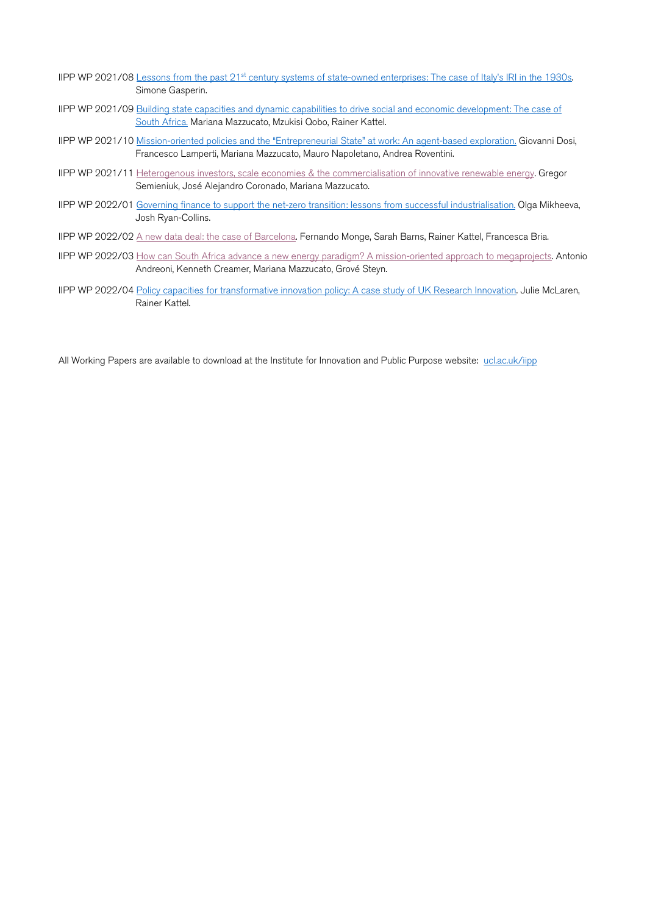IIPP WP 2021/08 Lessons from the past 21st century systems of state-owned enterprises: The case of Italy's IRI in the 1930s. Simone Gasperin.

IIPP WP 2021/09 Building state capacities and dynamic capabilities to drive social and economic development: The case of South Africa. Mariana Mazzucato, Mzukisi Qobo, Rainer Kattel.

IIPP WP 2021/10 Mission-oriented policies and the "Entrepreneurial State" at work: An agent-based exploration. Giovanni Dosi, Francesco Lamperti, Mariana Mazzucato, Mauro Napoletano, Andrea Roventini.

IIPP WP 2021/11 Heterogenous investors, scale economies & the commercialisation of innovative renewable energy. Gregor Semieniuk, José Alejandro Coronado, Mariana Mazzucato.

IIPP WP 2022/01 Governing finance to support the net-zero transition: lessons from successful industrialisation. Olga Mikheeva, Josh Ryan-Collins.

IIPP WP 2022/02 A new data deal: the case of Barcelona. Fernando Monge, Sarah Barns, Rainer Kattel, Francesca Bria.

IIPP WP 2022/03 How can South Africa advance a new energy paradigm? A mission-oriented approach to megaprojects. Antonio Andreoni, Kenneth Creamer, Mariana Mazzucato, Grové Steyn.

IIPP WP 2022/04 Policy capacities for transformative innovation policy: A case study of UK Research Innovation. Julie McLaren, Rainer Kattel.

All Working Papers are available to download at the Institute for Innovation and Public Purpose website: ucl.ac.uk/iipp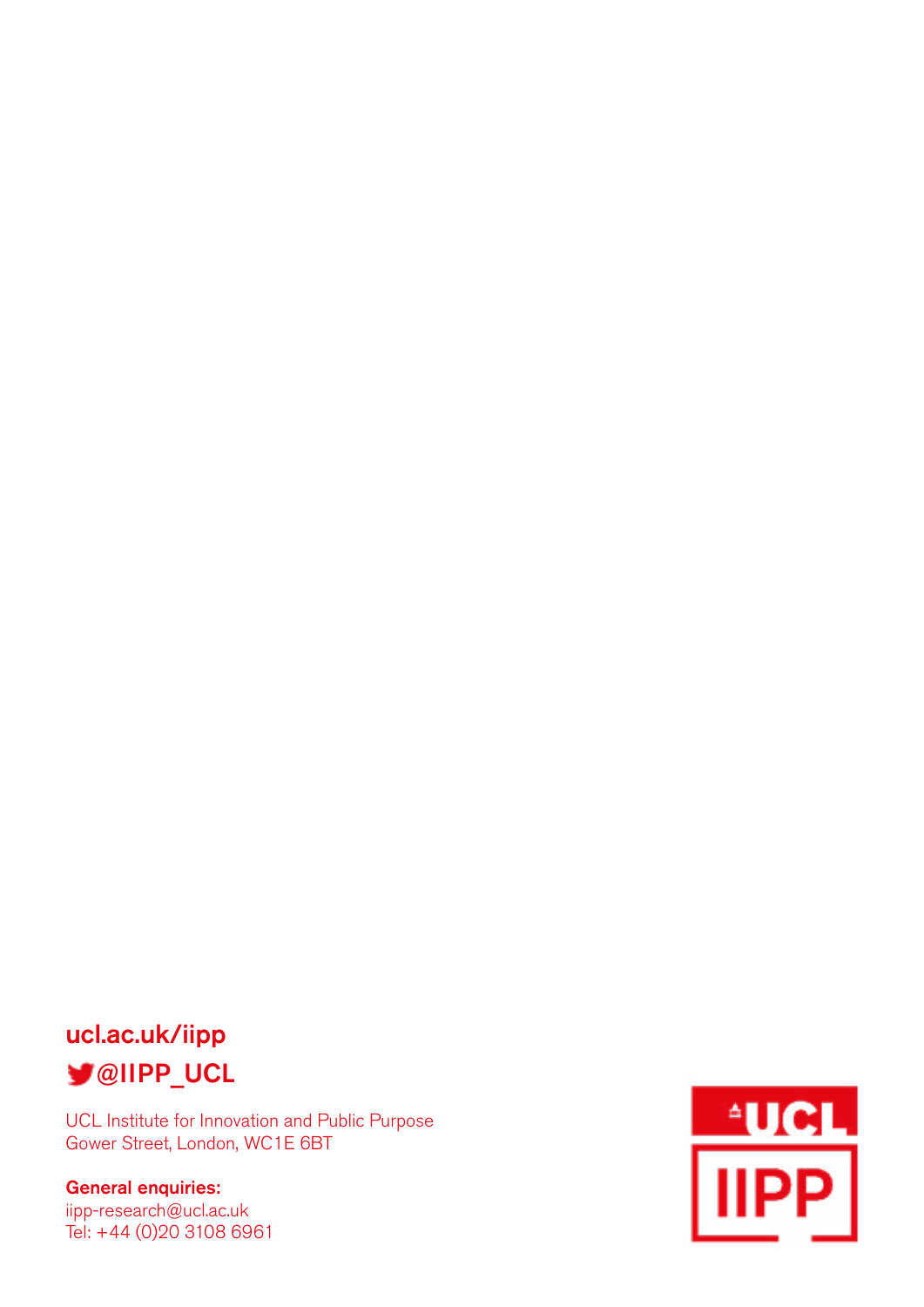**ucl.ac.uk/iipp**

**@IIPP_UCL**

UCL Institute for Innovation and Public Purpose
Gower Street, London, WC1E 6BT

**General enquiries:**
iipp-research@ucl.ac.uk
Tel: +44 (0)20 3108 6961